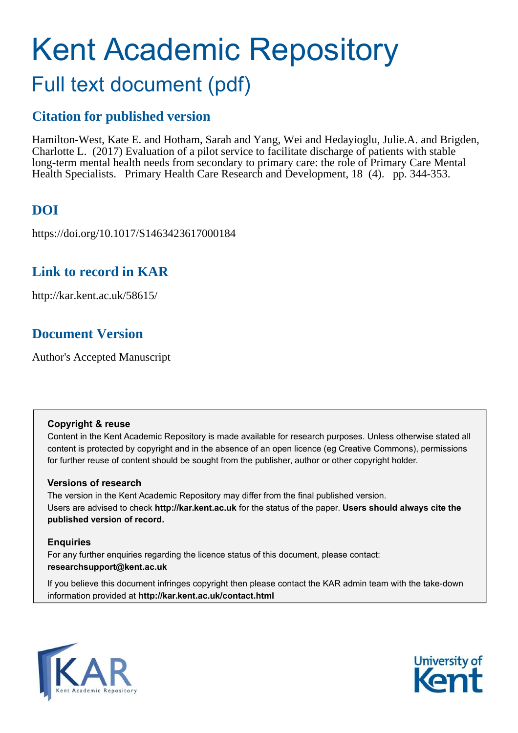# Kent Academic Repository

## Full text document (pdf)

### Citation for published version

Hamilton-West, Kate E. and Hotham, Sarah and Yang, Wei and Hedayioglu, Julie.A. and Brigden, Charlotte L. (2017) Evaluation of a pilot service to facilitate discharge of patients with stable long-term mental health needs from secondary to primary care: the role of Primary Care Mental Health Specialists. Primary Health Care Research and Development, 18 (4). pp. 344-353.

### DOI

https://doi.org/10.1017/S1463423617000184

### Link to record in KAR

http://kar.kent.ac.uk/58615/

### Document Version

Author's Accepted Manuscript

**Copyright & reuse**

Content in the Kent Academic Repository is made available for research purposes. Unless otherwise stated all content is protected by copyright and in the absence of an open licence (eg Creative Commons), permissions for further reuse of content should be sought from the publisher, author or other copyright holder.

**Versions of research**

The version in the Kent Academic Repository may differ from the final published version. Users are advised to check **http://kar.kent.ac.uk** for the status of the paper. **Users should always cite the published version of record.**

**Enquiries**

For any further enquiries regarding the licence status of this document, please contact: **researchsupport@kent.ac.uk**

If you believe this document infringes copyright then please contact the KAR admin team with the take-down information provided at **http://kar.kent.ac.uk/contact.html**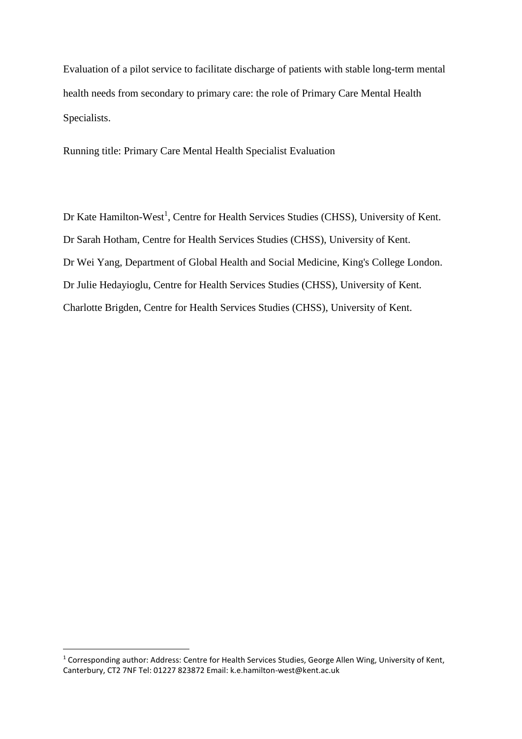Evaluation of a pilot service to facilitate discharge of patients with stable long-term mental health needs from secondary to primary care: the role of Primary Care Mental Health Specialists.

Running title: Primary Care Mental Health Specialist Evaluation

Dr Kate Hamilton-West[1], Centre for Health Services Studies (CHSS), University of Kent.

Dr Sarah Hotham, Centre for Health Services Studies (CHSS), University of Kent.

Dr Wei Yang, Department of Global Health and Social Medicine, King's College London.

Dr Julie Hedayioglu, Centre for Health Services Studies (CHSS), University of Kent.

Charlotte Brigden, Centre for Health Services Studies (CHSS), University of Kent.

[1] Corresponding author: Address: Centre for Health Services Studies, George Allen Wing, University of Kent, Canterbury, CT2 7NF Tel: 01227 823872 Email: k.e.hamilton-west@kent.ac.uk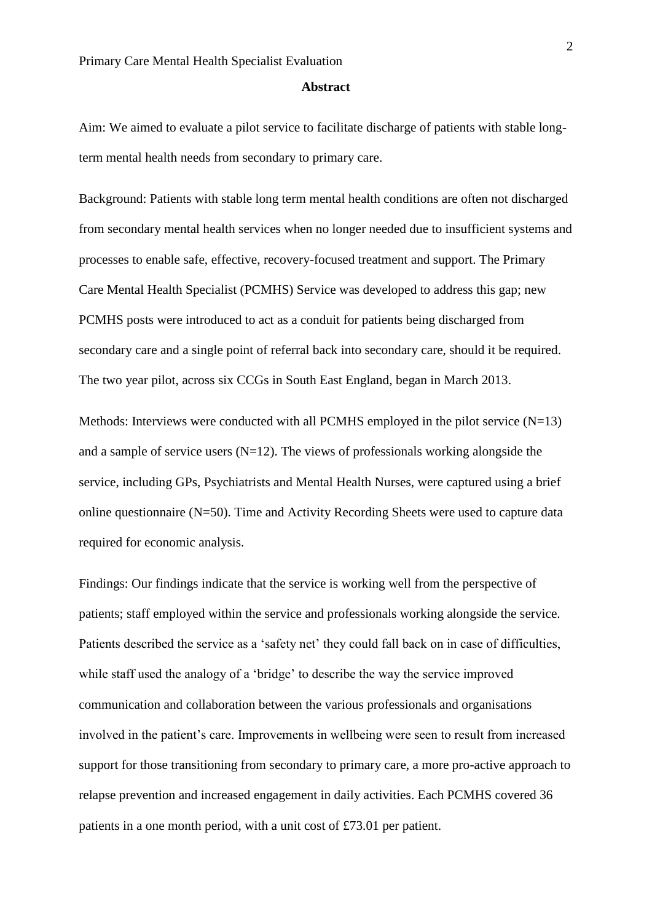## Abstract

Aim: We aimed to evaluate a pilot service to facilitate discharge of patients with stable long-term mental health needs from secondary to primary care.

Background: Patients with stable long term mental health conditions are often not discharged from secondary mental health services when no longer needed due to insufficient systems and processes to enable safe, effective, recovery-focused treatment and support. The Primary Care Mental Health Specialist (PCMHS) Service was developed to address this gap; new PCMHS posts were introduced to act as a conduit for patients being discharged from secondary care and a single point of referral back into secondary care, should it be required. The two year pilot, across six CCGs in South East England, began in March 2013.

Methods: Interviews were conducted with all PCMHS employed in the pilot service (N=13) and a sample of service users (N=12). The views of professionals working alongside the service, including GPs, Psychiatrists and Mental Health Nurses, were captured using a brief online questionnaire (N=50). Time and Activity Recording Sheets were used to capture data required for economic analysis.

Findings: Our findings indicate that the service is working well from the perspective of patients; staff employed within the service and professionals working alongside the service. Patients described the service as a 'safety net' they could fall back on in case of difficulties, while staff used the analogy of a 'bridge' to describe the way the service improved communication and collaboration between the various professionals and organisations involved in the patient's care. Improvements in wellbeing were seen to result from increased support for those transitioning from secondary to primary care, a more pro-active approach to relapse prevention and increased engagement in daily activities. Each PCMHS covered 36 patients in a one month period, with a unit cost of £73.01 per patient.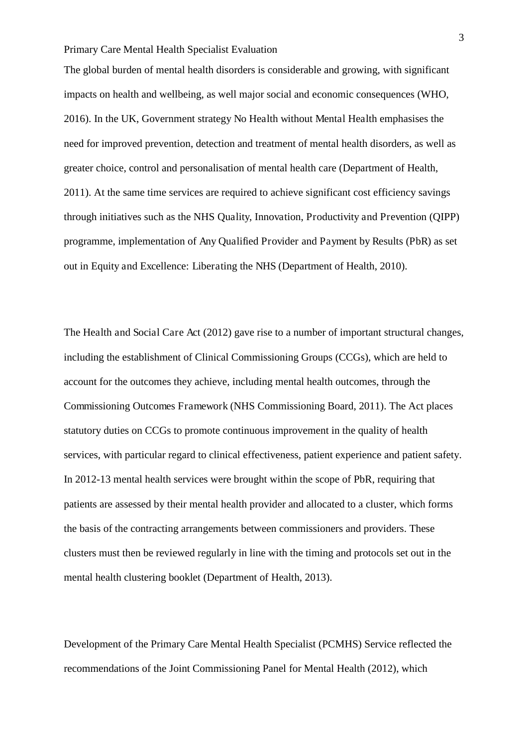The global burden of mental health disorders is considerable and growing, with significant impacts on health and wellbeing, as well major social and economic consequences (WHO, 2016). In the UK, Government strategy No Health without Mental Health emphasises the need for improved prevention, detection and treatment of mental health disorders, as well as greater choice, control and personalisation of mental health care (Department of Health, 2011). At the same time services are required to achieve significant cost efficiency savings through initiatives such as the NHS Quality, Innovation, Productivity and Prevention (QIPP) programme, implementation of Any Qualified Provider and Payment by Results (PbR) as set out in Equity and Excellence: Liberating the NHS (Department of Health, 2010).

The Health and Social Care Act (2012) gave rise to a number of important structural changes, including the establishment of Clinical Commissioning Groups (CCGs), which are held to account for the outcomes they achieve, including mental health outcomes, through the Commissioning Outcomes Framework (NHS Commissioning Board, 2011). The Act places statutory duties on CCGs to promote continuous improvement in the quality of health services, with particular regard to clinical effectiveness, patient experience and patient safety. In 2012-13 mental health services were brought within the scope of PbR, requiring that patients are assessed by their mental health provider and allocated to a cluster, which forms the basis of the contracting arrangements between commissioners and providers. These clusters must then be reviewed regularly in line with the timing and protocols set out in the mental health clustering booklet (Department of Health, 2013).

Development of the Primary Care Mental Health Specialist (PCMHS) Service reflected the recommendations of the Joint Commissioning Panel for Mental Health (2012), which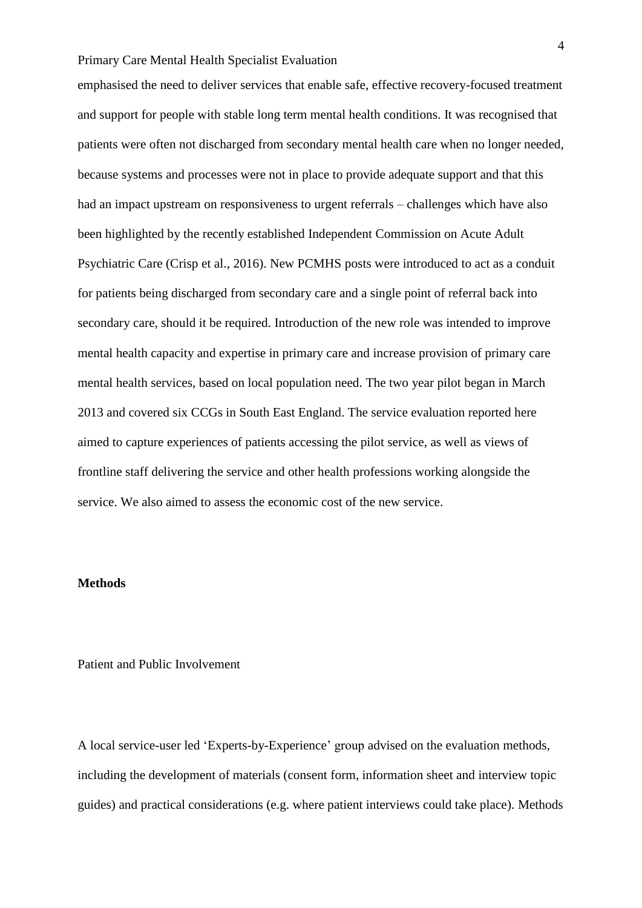emphasised the need to deliver services that enable safe, effective recovery-focused treatment and support for people with stable long term mental health conditions. It was recognised that patients were often not discharged from secondary mental health care when no longer needed, because systems and processes were not in place to provide adequate support and that this had an impact upstream on responsiveness to urgent referrals – challenges which have also been highlighted by the recently established Independent Commission on Acute Adult Psychiatric Care (Crisp et al., 2016). New PCMHS posts were introduced to act as a conduit for patients being discharged from secondary care and a single point of referral back into secondary care, should it be required. Introduction of the new role was intended to improve mental health capacity and expertise in primary care and increase provision of primary care mental health services, based on local population need. The two year pilot began in March 2013 and covered six CCGs in South East England. The service evaluation reported here aimed to capture experiences of patients accessing the pilot service, as well as views of frontline staff delivering the service and other health professions working alongside the service. We also aimed to assess the economic cost of the new service.

## Methods

### Patient and Public Involvement

A local service-user led 'Experts-by-Experience' group advised on the evaluation methods, including the development of materials (consent form, information sheet and interview topic guides) and practical considerations (e.g. where patient interviews could take place). Methods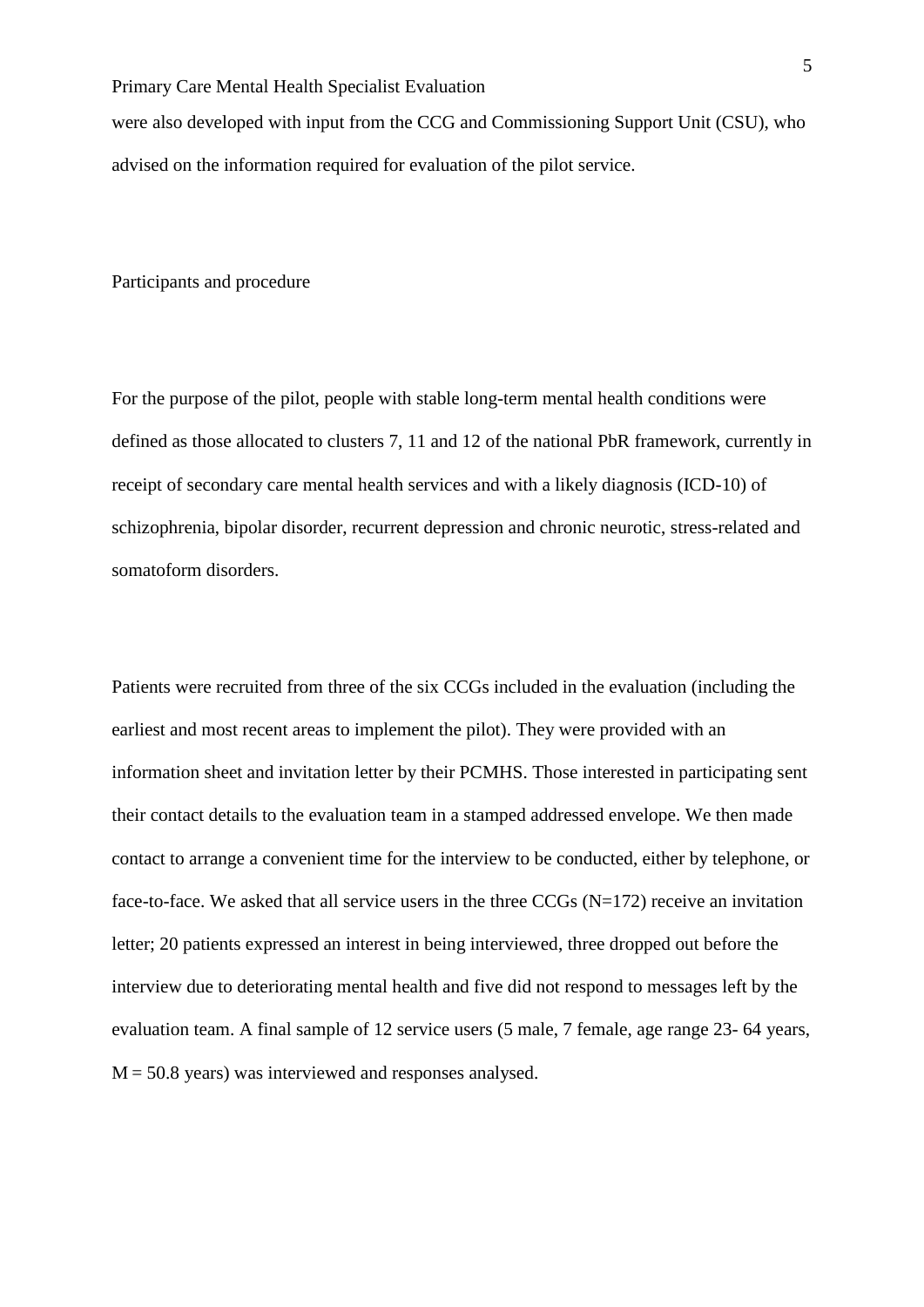were also developed with input from the CCG and Commissioning Support Unit (CSU), who advised on the information required for evaluation of the pilot service.

## Participants and procedure

For the purpose of the pilot, people with stable long-term mental health conditions were defined as those allocated to clusters 7, 11 and 12 of the national PbR framework, currently in receipt of secondary care mental health services and with a likely diagnosis (ICD-10) of schizophrenia, bipolar disorder, recurrent depression and chronic neurotic, stress-related and somatoform disorders.

Patients were recruited from three of the six CCGs included in the evaluation (including the earliest and most recent areas to implement the pilot). They were provided with an information sheet and invitation letter by their PCMHS. Those interested in participating sent their contact details to the evaluation team in a stamped addressed envelope. We then made contact to arrange a convenient time for the interview to be conducted, either by telephone, or face-to-face. We asked that all service users in the three CCGs (N=172) receive an invitation letter; 20 patients expressed an interest in being interviewed, three dropped out before the interview due to deteriorating mental health and five did not respond to messages left by the evaluation team. A final sample of 12 service users (5 male, 7 female, age range 23- 64 years, M = 50.8 years) was interviewed and responses analysed.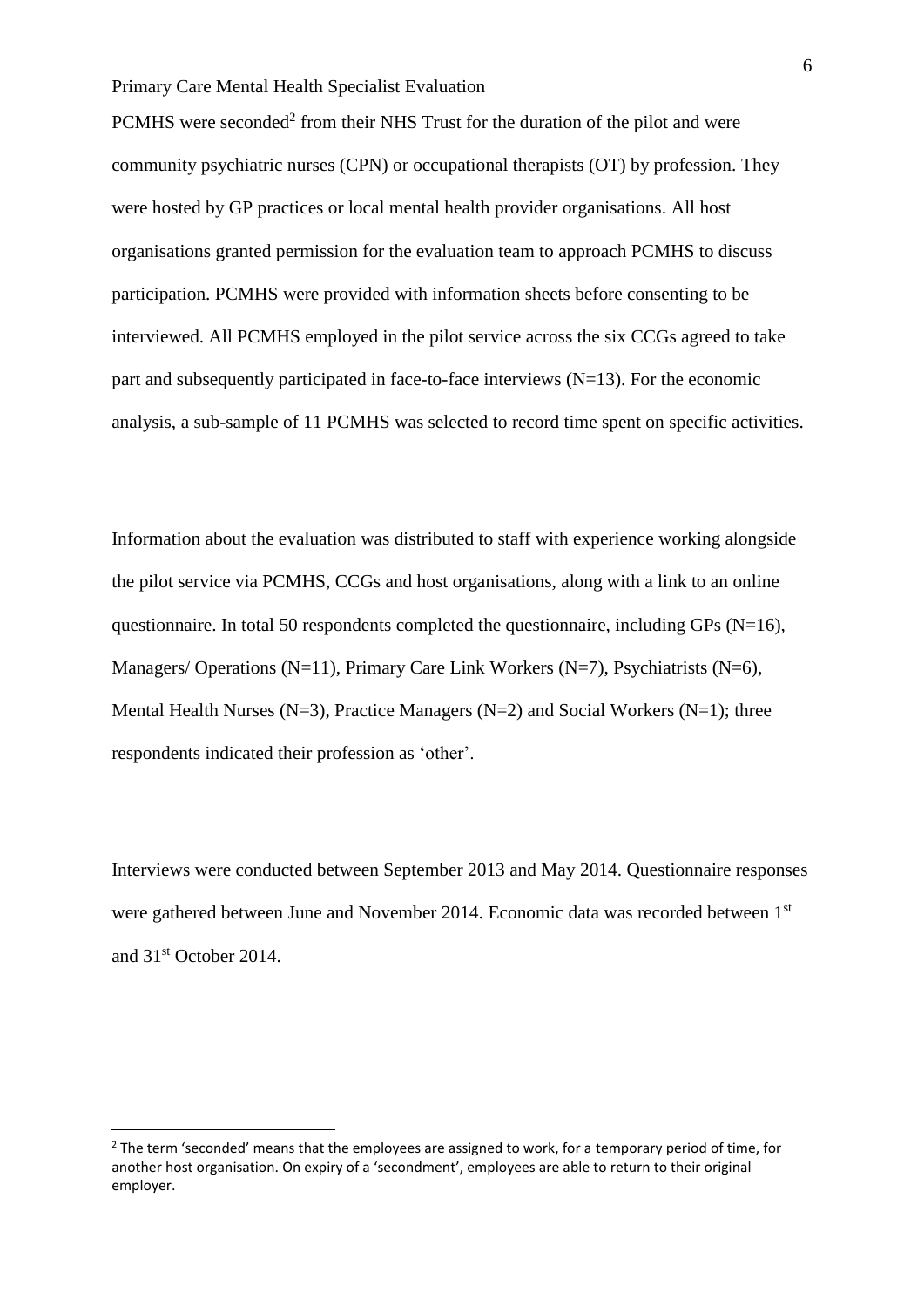PCMHS were seconded[2] from their NHS Trust for the duration of the pilot and were community psychiatric nurses (CPN) or occupational therapists (OT) by profession. They were hosted by GP practices or local mental health provider organisations. All host organisations granted permission for the evaluation team to approach PCMHS to discuss participation. PCMHS were provided with information sheets before consenting to be interviewed. All PCMHS employed in the pilot service across the six CCGs agreed to take part and subsequently participated in face-to-face interviews (N=13). For the economic analysis, a sub-sample of 11 PCMHS was selected to record time spent on specific activities.

Information about the evaluation was distributed to staff with experience working alongside the pilot service via PCMHS, CCGs and host organisations, along with a link to an online questionnaire. In total 50 respondents completed the questionnaire, including GPs (N=16), Managers/ Operations (N=11), Primary Care Link Workers (N=7), Psychiatrists (N=6), Mental Health Nurses (N=3), Practice Managers (N=2) and Social Workers (N=1); three respondents indicated their profession as 'other'.

Interviews were conducted between September 2013 and May 2014. Questionnaire responses were gathered between June and November 2014. Economic data was recorded between 1st and 31st October 2014.

[2] The term 'seconded' means that the employees are assigned to work, for a temporary period of time, for another host organisation. On expiry of a 'secondment', employees are able to return to their original employer.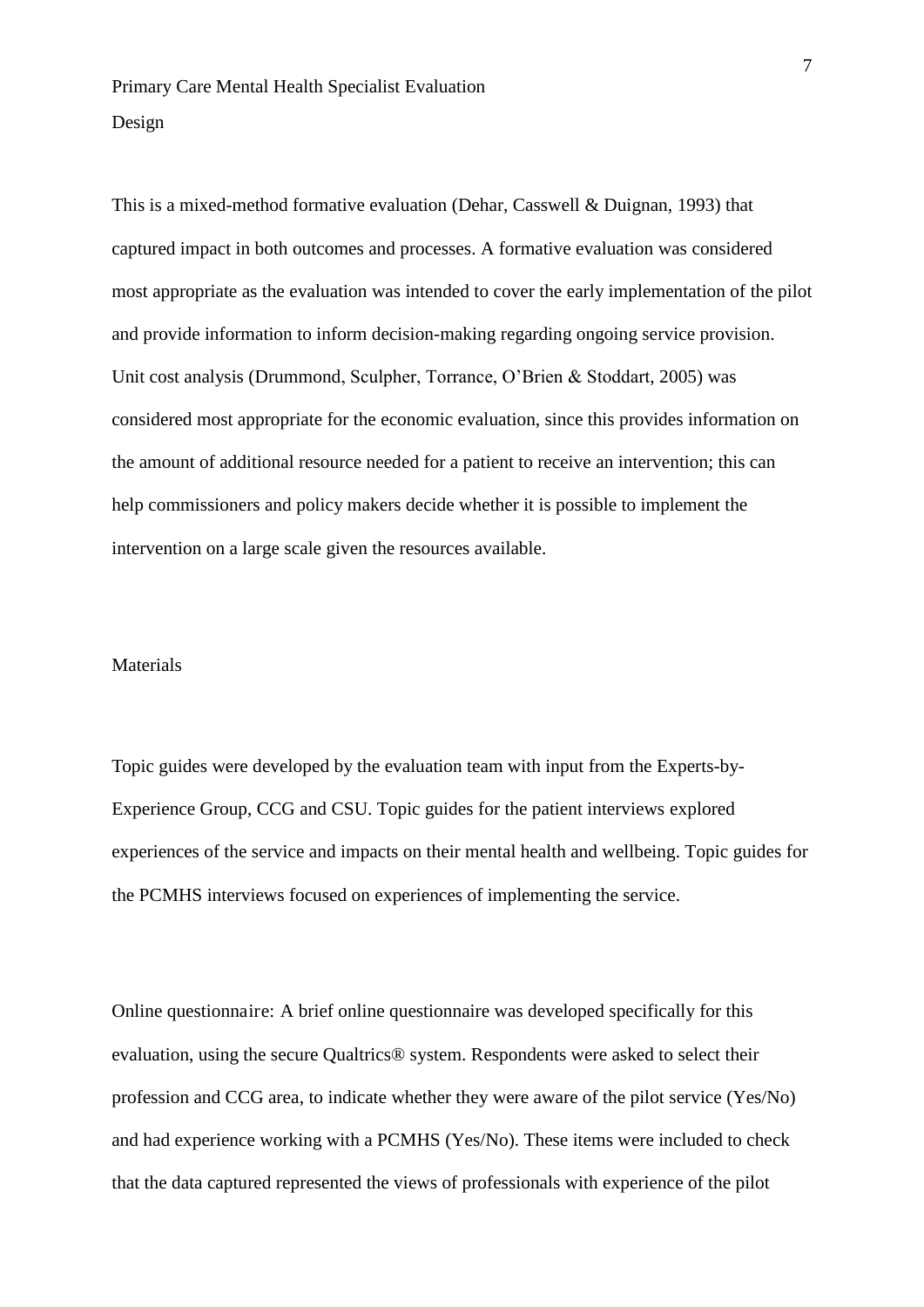## Design

This is a mixed-method formative evaluation (Dehar, Casswell & Duignan, 1993) that captured impact in both outcomes and processes. A formative evaluation was considered most appropriate as the evaluation was intended to cover the early implementation of the pilot and provide information to inform decision-making regarding ongoing service provision. Unit cost analysis (Drummond, Sculpher, Torrance, O'Brien & Stoddart, 2005) was considered most appropriate for the economic evaluation, since this provides information on the amount of additional resource needed for a patient to receive an intervention; this can help commissioners and policy makers decide whether it is possible to implement the intervention on a large scale given the resources available.

## Materials

Topic guides were developed by the evaluation team with input from the Experts-by-Experience Group, CCG and CSU. Topic guides for the patient interviews explored experiences of the service and impacts on their mental health and wellbeing. Topic guides for the PCMHS interviews focused on experiences of implementing the service.

Online questionnaire: A brief online questionnaire was developed specifically for this evaluation, using the secure Qualtrics® system. Respondents were asked to select their profession and CCG area, to indicate whether they were aware of the pilot service (Yes/No) and had experience working with a PCMHS (Yes/No). These items were included to check that the data captured represented the views of professionals with experience of the pilot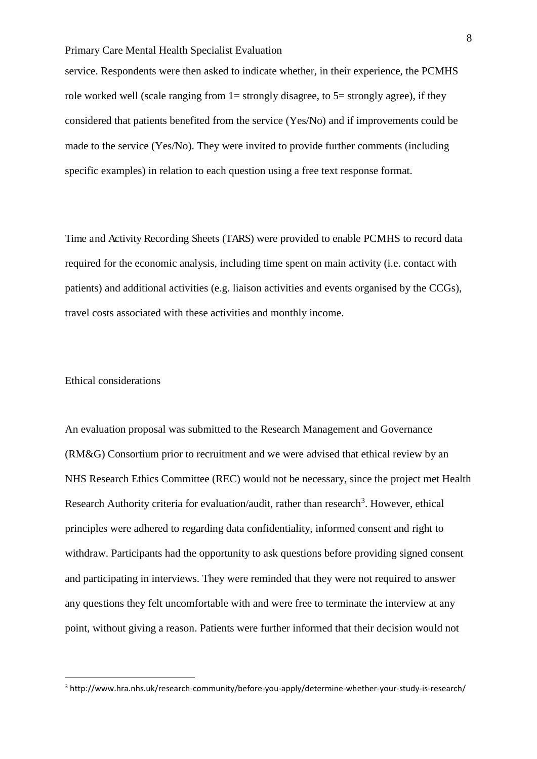service. Respondents were then asked to indicate whether, in their experience, the PCMHS role worked well (scale ranging from 1= strongly disagree, to 5= strongly agree), if they considered that patients benefited from the service (Yes/No) and if improvements could be made to the service (Yes/No). They were invited to provide further comments (including specific examples) in relation to each question using a free text response format.

Time and Activity Recording Sheets (TARS) were provided to enable PCMHS to record data required for the economic analysis, including time spent on main activity (i.e. contact with patients) and additional activities (e.g. liaison activities and events organised by the CCGs), travel costs associated with these activities and monthly income.

## Ethical considerations

An evaluation proposal was submitted to the Research Management and Governance (RM&G) Consortium prior to recruitment and we were advised that ethical review by an NHS Research Ethics Committee (REC) would not be necessary, since the project met Health Research Authority criteria for evaluation/audit, rather than research[3]. However, ethical principles were adhered to regarding data confidentiality, informed consent and right to withdraw. Participants had the opportunity to ask questions before providing signed consent and participating in interviews. They were reminded that they were not required to answer any questions they felt uncomfortable with and were free to terminate the interview at any point, without giving a reason. Patients were further informed that their decision would not

[3] http://www.hra.nhs.uk/research-community/before-you-apply/determine-whether-your-study-is-research/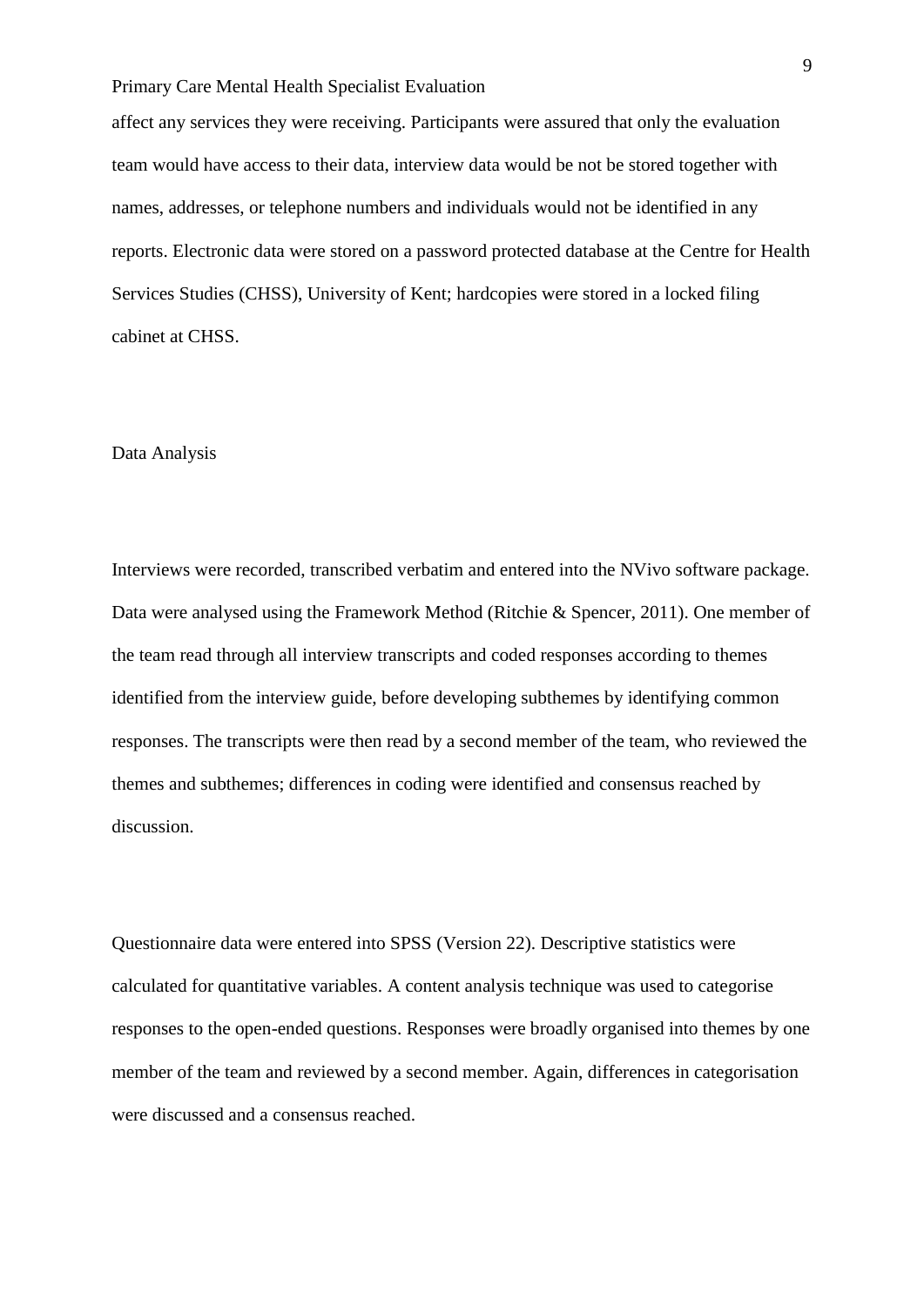affect any services they were receiving. Participants were assured that only the evaluation team would have access to their data, interview data would be not be stored together with names, addresses, or telephone numbers and individuals would not be identified in any reports. Electronic data were stored on a password protected database at the Centre for Health Services Studies (CHSS), University of Kent; hardcopies were stored in a locked filing cabinet at CHSS.

## Data Analysis

Interviews were recorded, transcribed verbatim and entered into the NVivo software package. Data were analysed using the Framework Method (Ritchie & Spencer, 2011). One member of the team read through all interview transcripts and coded responses according to themes identified from the interview guide, before developing subthemes by identifying common responses. The transcripts were then read by a second member of the team, who reviewed the themes and subthemes; differences in coding were identified and consensus reached by discussion.

Questionnaire data were entered into SPSS (Version 22). Descriptive statistics were calculated for quantitative variables. A content analysis technique was used to categorise responses to the open-ended questions. Responses were broadly organised into themes by one member of the team and reviewed by a second member. Again, differences in categorisation were discussed and a consensus reached.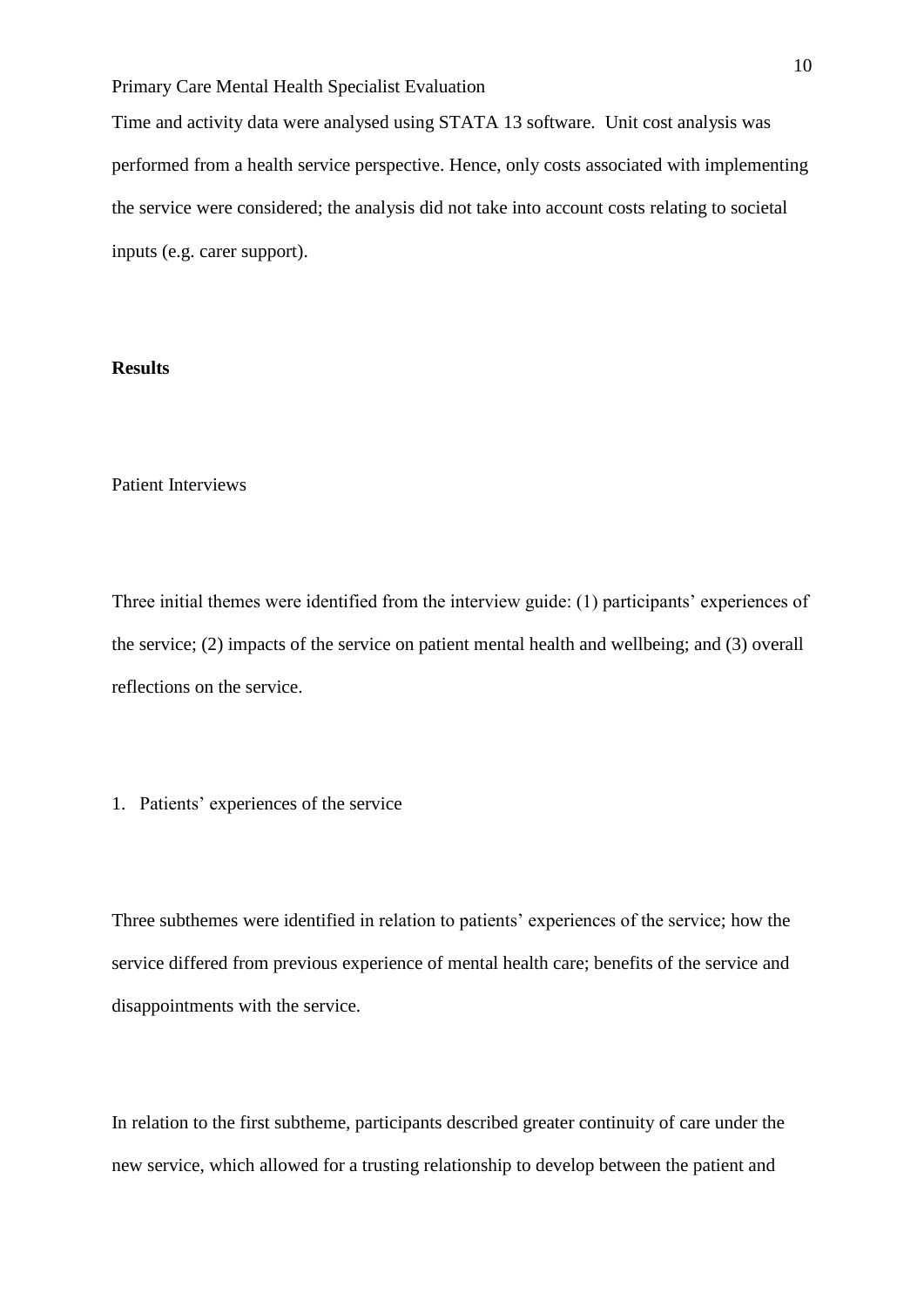Time and activity data were analysed using STATA 13 software. Unit cost analysis was performed from a health service perspective. Hence, only costs associated with implementing the service were considered; the analysis did not take into account costs relating to societal inputs (e.g. carer support).

## Results

### Patient Interviews

Three initial themes were identified from the interview guide: (1) participants' experiences of the service; (2) impacts of the service on patient mental health and wellbeing; and (3) overall reflections on the service.

1. Patients' experiences of the service

Three subthemes were identified in relation to patients' experiences of the service; how the service differed from previous experience of mental health care; benefits of the service and disappointments with the service.

In relation to the first subtheme, participants described greater continuity of care under the new service, which allowed for a trusting relationship to develop between the patient and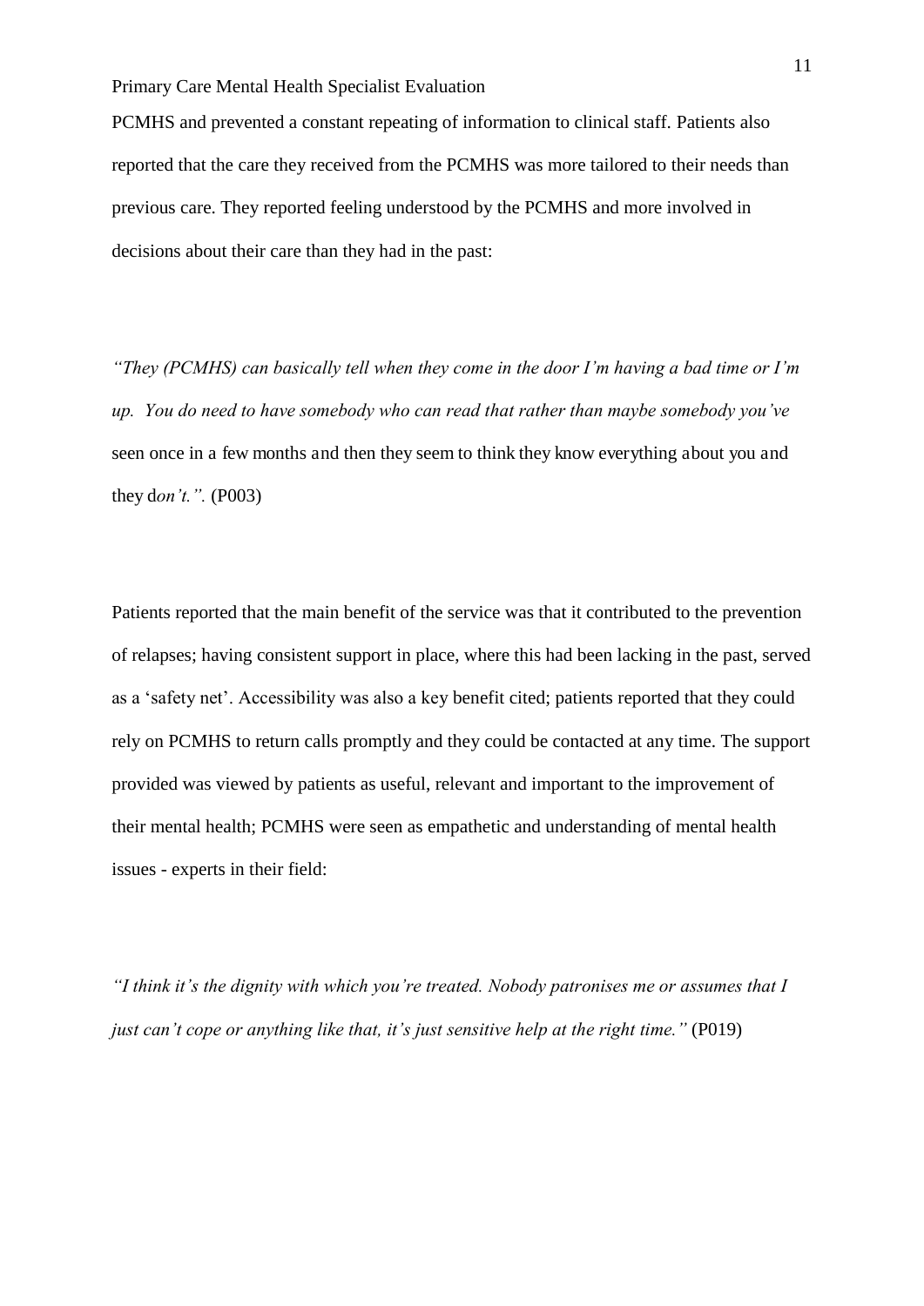PCMHS and prevented a constant repeating of information to clinical staff. Patients also reported that the care they received from the PCMHS was more tailored to their needs than previous care. They reported feeling understood by the PCMHS and more involved in decisions about their care than they had in the past:

*"They (PCMHS) can basically tell when they come in the door I'm having a bad time or I'm up. You do need to have somebody who can read that rather than maybe somebody you've* seen once in a few months and then they seem to think they know everything about you and they d*on't.".* (P003)

Patients reported that the main benefit of the service was that it contributed to the prevention of relapses; having consistent support in place, where this had been lacking in the past, served as a 'safety net'. Accessibility was also a key benefit cited; patients reported that they could rely on PCMHS to return calls promptly and they could be contacted at any time. The support provided was viewed by patients as useful, relevant and important to the improvement of their mental health; PCMHS were seen as empathetic and understanding of mental health issues - experts in their field:

*"I think it's the dignity with which you're treated. Nobody patronises me or assumes that I just can't cope or anything like that, it's just sensitive help at the right time."* (P019)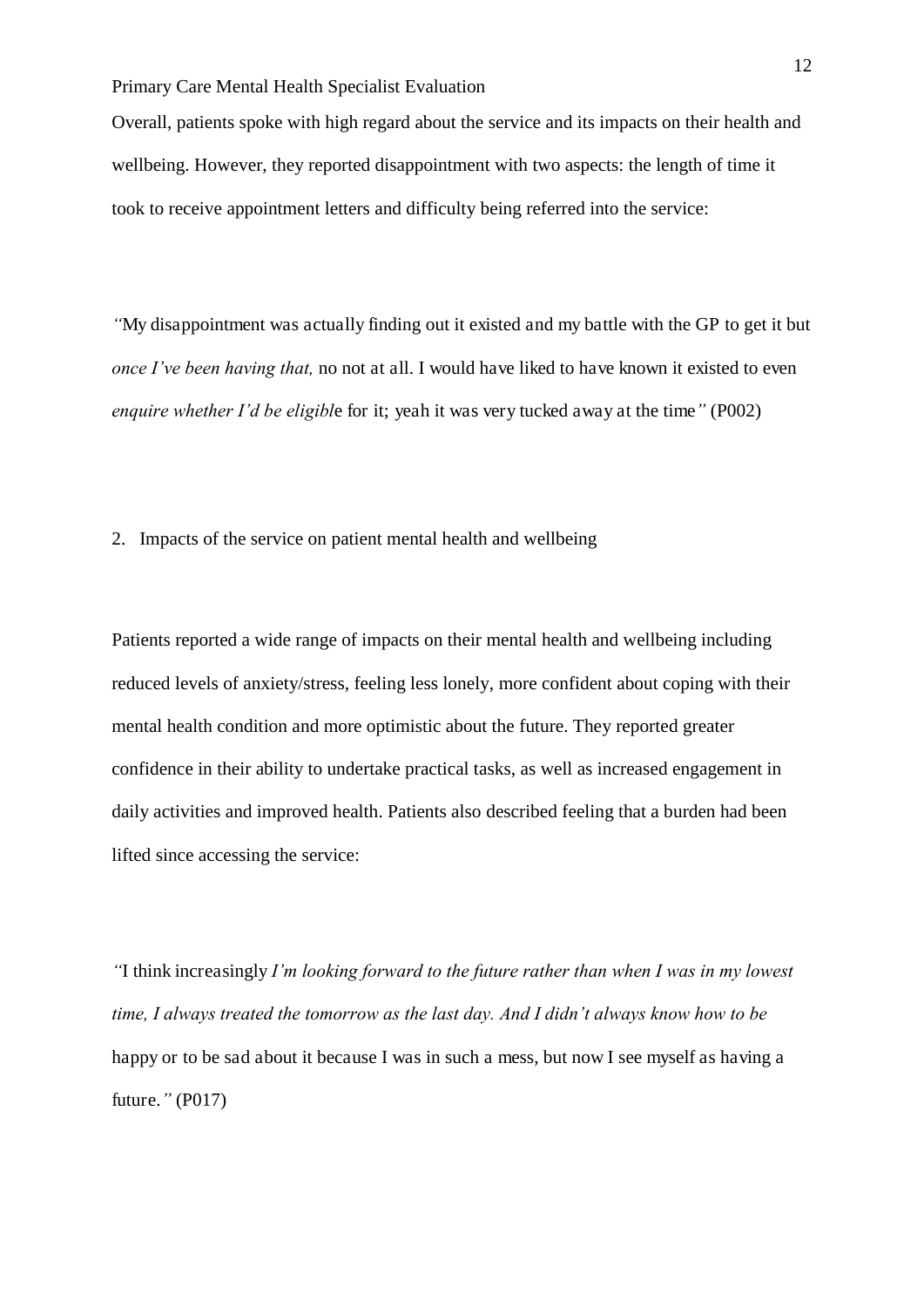Overall, patients spoke with high regard about the service and its impacts on their health and wellbeing. However, they reported disappointment with two aspects: the length of time it took to receive appointment letters and difficulty being referred into the service:

*"*My disappointment was actually finding out it existed and my battle with the GP to get it but *once I've been having that,* no not at all. I would have liked to have known it existed to even *enquire whether I'd be eligibl*e for it; yeah it was very tucked away at the time*"* (P002)

2. Impacts of the service on patient mental health and wellbeing

Patients reported a wide range of impacts on their mental health and wellbeing including reduced levels of anxiety/stress, feeling less lonely, more confident about coping with their mental health condition and more optimistic about the future. They reported greater confidence in their ability to undertake practical tasks, as well as increased engagement in daily activities and improved health. Patients also described feeling that a burden had been lifted since accessing the service:

*"*I think increasingly *I'm looking forward to the future rather than when I was in my lowest time, I always treated the tomorrow as the last day. And I didn't always know how to be* happy or to be sad about it because I was in such a mess, but now I see myself as having a future.*"* (P017)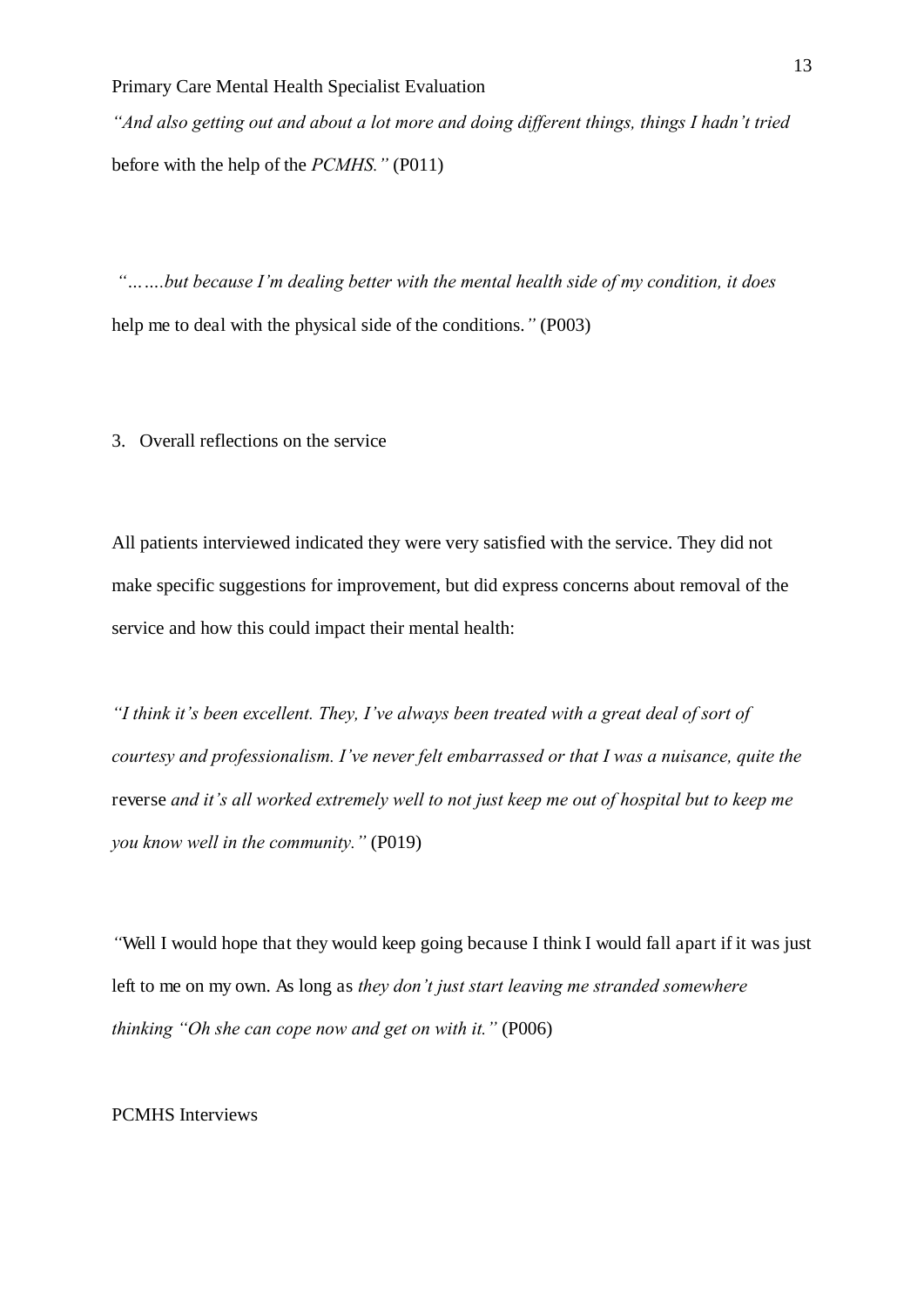*"And also getting out and about a lot more and doing different things, things I hadn't tried* before with the help of the *PCMHS."* (P011)

*"…….but because I'm dealing better with the mental health side of my condition, it does* help me to deal with the physical side of the conditions.*"* (P003)

3. Overall reflections on the service

All patients interviewed indicated they were very satisfied with the service. They did not make specific suggestions for improvement, but did express concerns about removal of the service and how this could impact their mental health:

*"I think it's been excellent. They, I've always been treated with a great deal of sort of courtesy and professionalism. I've never felt embarrassed or that I was a nuisance, quite the* reverse *and it's all worked extremely well to not just keep me out of hospital but to keep me you know well in the community."* (P019)

*"*Well I would hope that they would keep going because I think I would fall apart if it was just left to me on my own. As long as *they don't just start leaving me stranded somewhere thinking "Oh she can cope now and get on with it."* (P006)

PCMHS Interviews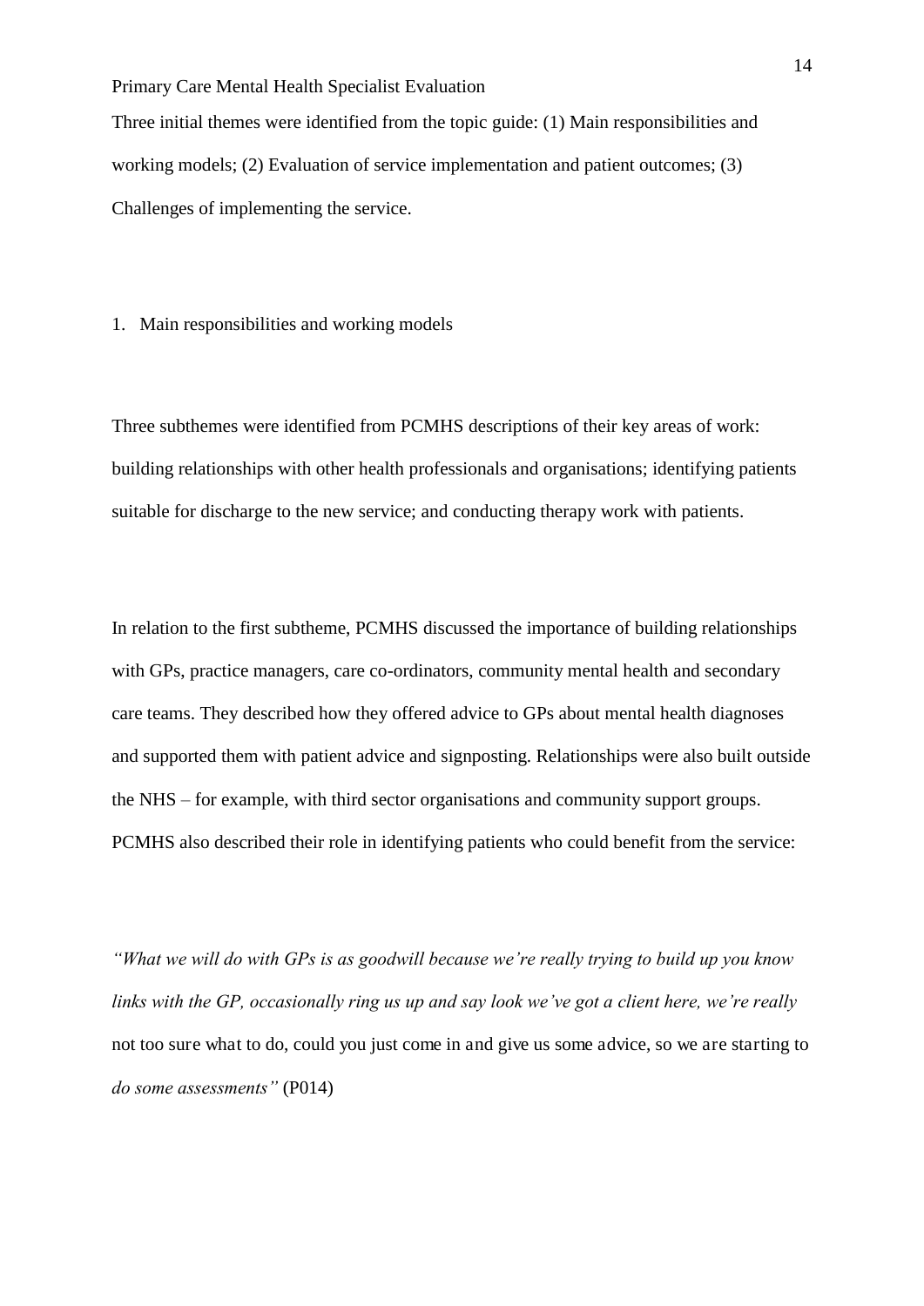Three initial themes were identified from the topic guide: (1) Main responsibilities and working models; (2) Evaluation of service implementation and patient outcomes; (3) Challenges of implementing the service.

1. Main responsibilities and working models

Three subthemes were identified from PCMHS descriptions of their key areas of work: building relationships with other health professionals and organisations; identifying patients suitable for discharge to the new service; and conducting therapy work with patients.

In relation to the first subtheme, PCMHS discussed the importance of building relationships with GPs, practice managers, care co-ordinators, community mental health and secondary care teams. They described how they offered advice to GPs about mental health diagnoses and supported them with patient advice and signposting. Relationships were also built outside the NHS – for example, with third sector organisations and community support groups. PCMHS also described their role in identifying patients who could benefit from the service:

*"What we will do with GPs is as goodwill because we're really trying to build up you know links with the GP, occasionally ring us up and say look we've got a client here, we're really* not too sure what to do, could you just come in and give us some advice, so we are starting to *do some assessments"* (P014)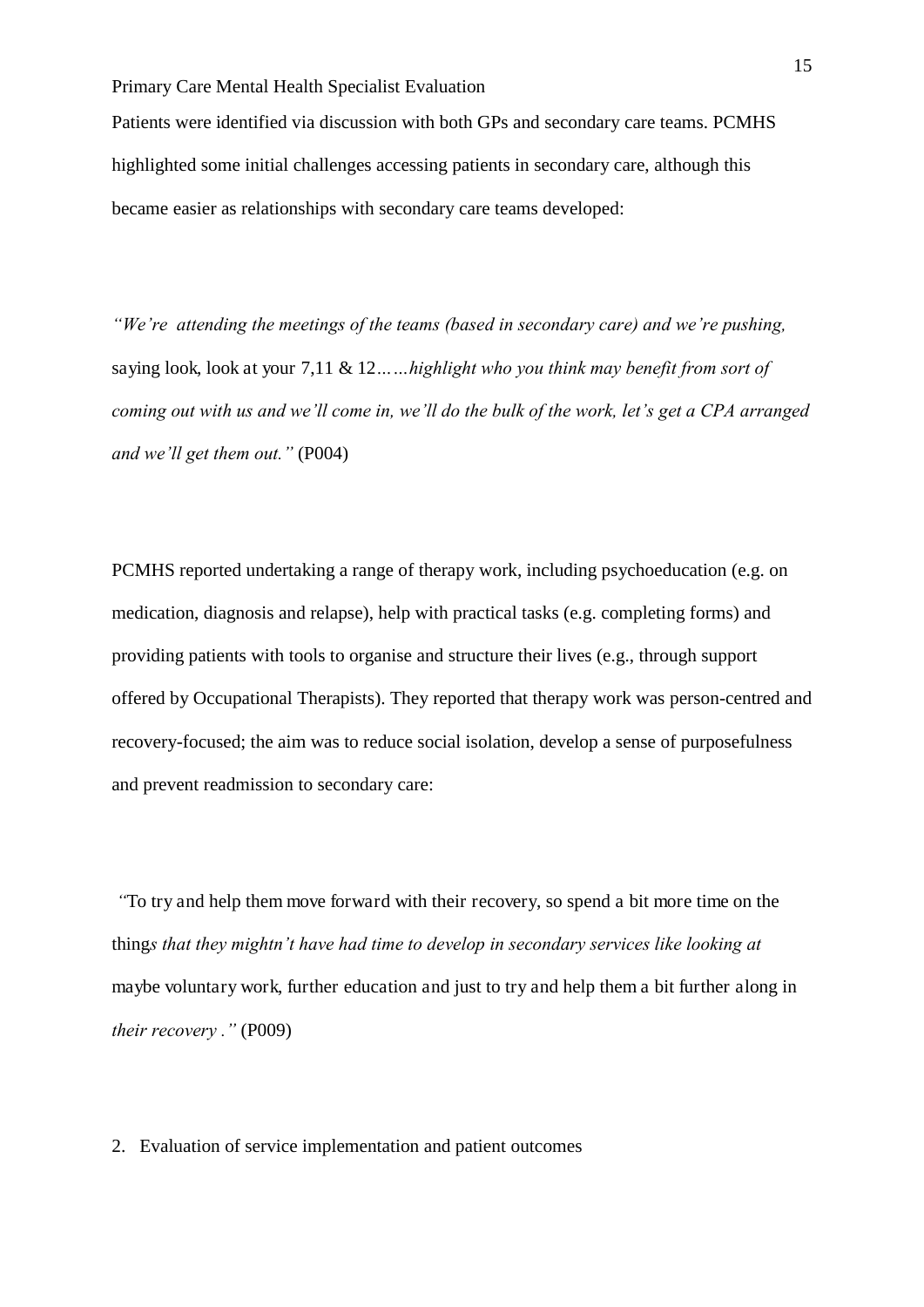Patients were identified via discussion with both GPs and secondary care teams. PCMHS highlighted some initial challenges accessing patients in secondary care, although this became easier as relationships with secondary care teams developed:

*"We're attending the meetings of the teams (based in secondary care) and we're pushing,* saying look, look at your 7,11 & 12*……highlight who you think may benefit from sort of coming out with us and we'll come in, we'll do the bulk of the work, let's get a CPA arranged and we'll get them out."* (P004)

PCMHS reported undertaking a range of therapy work, including psychoeducation (e.g. on medication, diagnosis and relapse), help with practical tasks (e.g. completing forms) and providing patients with tools to organise and structure their lives (e.g., through support offered by Occupational Therapists). They reported that therapy work was person-centred and recovery-focused; the aim was to reduce social isolation, develop a sense of purposefulness and prevent readmission to secondary care:

"To try and help them move forward with their recovery, so spend a bit more time on the thing*s that they mightn't have had time to develop in secondary services like looking at* maybe voluntary work, further education and just to try and help them a bit further along in *their recovery ."* (P009)

2. Evaluation of service implementation and patient outcomes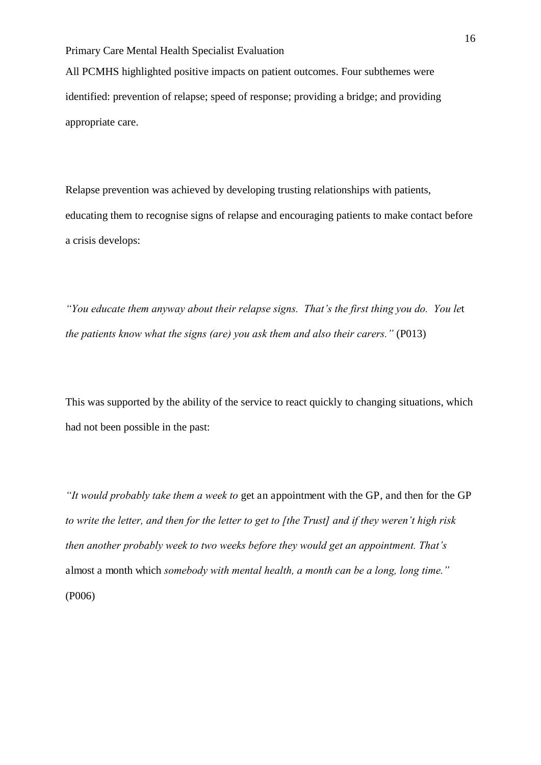All PCMHS highlighted positive impacts on patient outcomes. Four subthemes were identified: prevention of relapse; speed of response; providing a bridge; and providing appropriate care.

Relapse prevention was achieved by developing trusting relationships with patients, educating them to recognise signs of relapse and encouraging patients to make contact before a crisis develops:

*"You educate them anyway about their relapse signs. That's the first thing you do. You let the patients know what the signs (are) you ask them and also their carers."* (P013)

This was supported by the ability of the service to react quickly to changing situations, which had not been possible in the past:

*"It would probably take them a week to* get an appointment with the GP, and then for the GP *to write the letter, and then for the letter to get to [the Trust] and if they weren't high risk then another probably week to two weeks before they would get an appointment. That's* almost a month which *somebody with mental health, a month can be a long, long time."* (P006)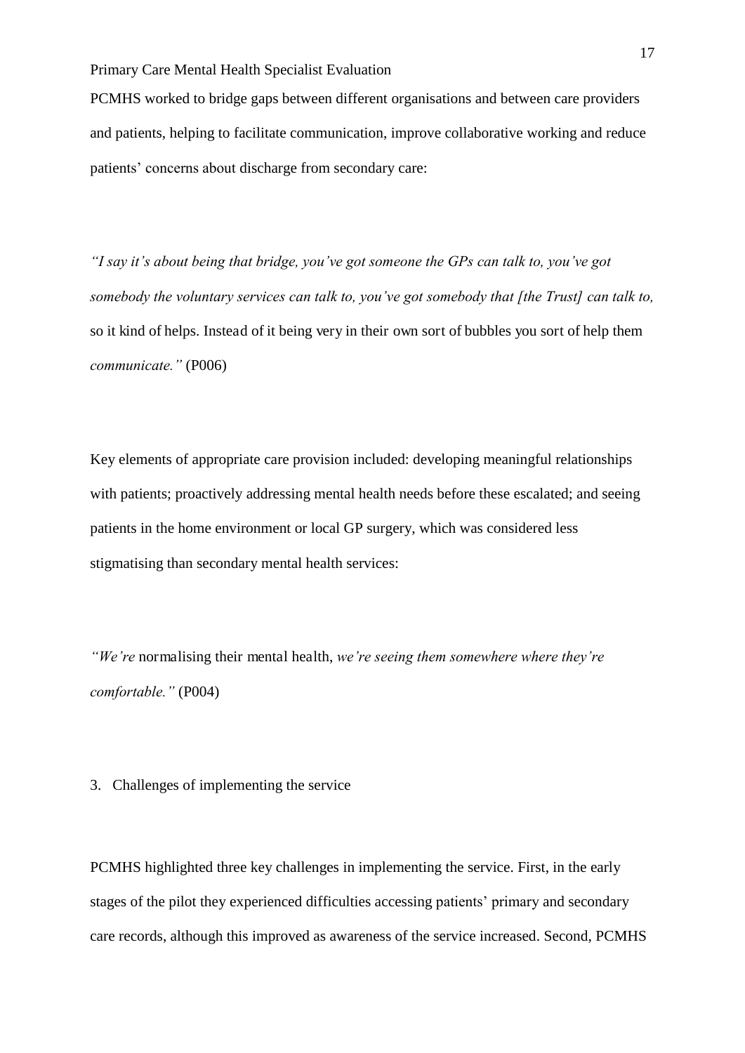PCMHS worked to bridge gaps between different organisations and between care providers and patients, helping to facilitate communication, improve collaborative working and reduce patients' concerns about discharge from secondary care:

*"I say it's about being that bridge, you've got someone the GPs can talk to, you've got somebody the voluntary services can talk to, you've got somebody that [the Trust] can talk to,* so it kind of helps. Instead of it being very in their own sort of bubbles you sort of help them *communicate."* (P006)

Key elements of appropriate care provision included: developing meaningful relationships with patients; proactively addressing mental health needs before these escalated; and seeing patients in the home environment or local GP surgery, which was considered less stigmatising than secondary mental health services:

*"We're* normalising their mental health, *we're seeing them somewhere where they're comfortable."* (P004)

3. Challenges of implementing the service

PCMHS highlighted three key challenges in implementing the service. First, in the early stages of the pilot they experienced difficulties accessing patients' primary and secondary care records, although this improved as awareness of the service increased. Second, PCMHS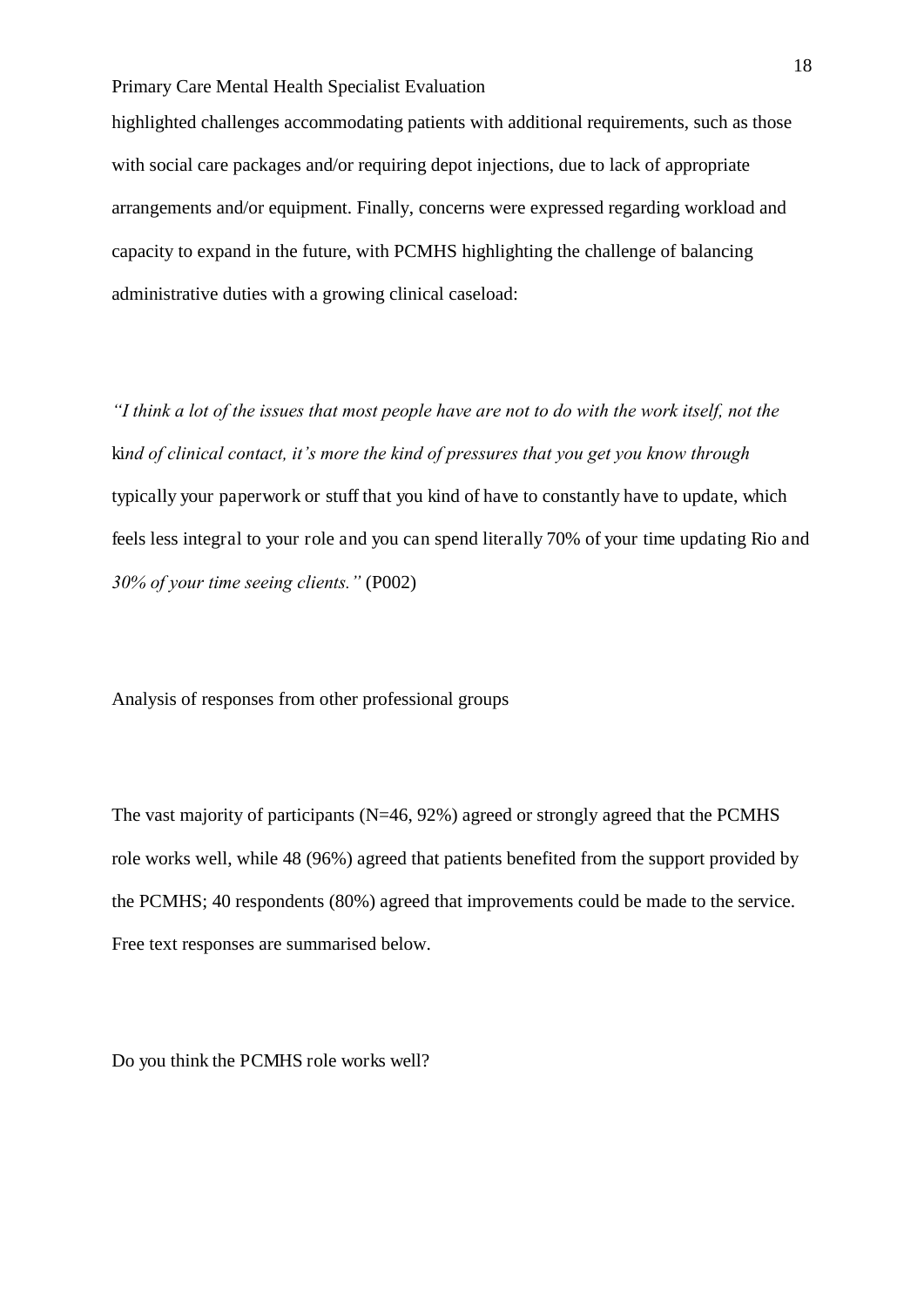highlighted challenges accommodating patients with additional requirements, such as those with social care packages and/or requiring depot injections, due to lack of appropriate arrangements and/or equipment. Finally, concerns were expressed regarding workload and capacity to expand in the future, with PCMHS highlighting the challenge of balancing administrative duties with a growing clinical caseload:

*"I think a lot of the issues that most people have are not to do with the work itself, not the kind of clinical contact, it's more the kind of pressures that you get you know through typically your paperwork or stuff that you kind of have to constantly have to update, which feels less integral to your role and you can spend literally 70% of your time updating Rio and 30% of your time seeing clients."* (P002)

Analysis of responses from other professional groups

The vast majority of participants (N=46, 92%) agreed or strongly agreed that the PCMHS role works well, while 48 (96%) agreed that patients benefited from the support provided by the PCMHS; 40 respondents (80%) agreed that improvements could be made to the service. Free text responses are summarised below.

Do you think the PCMHS role works well?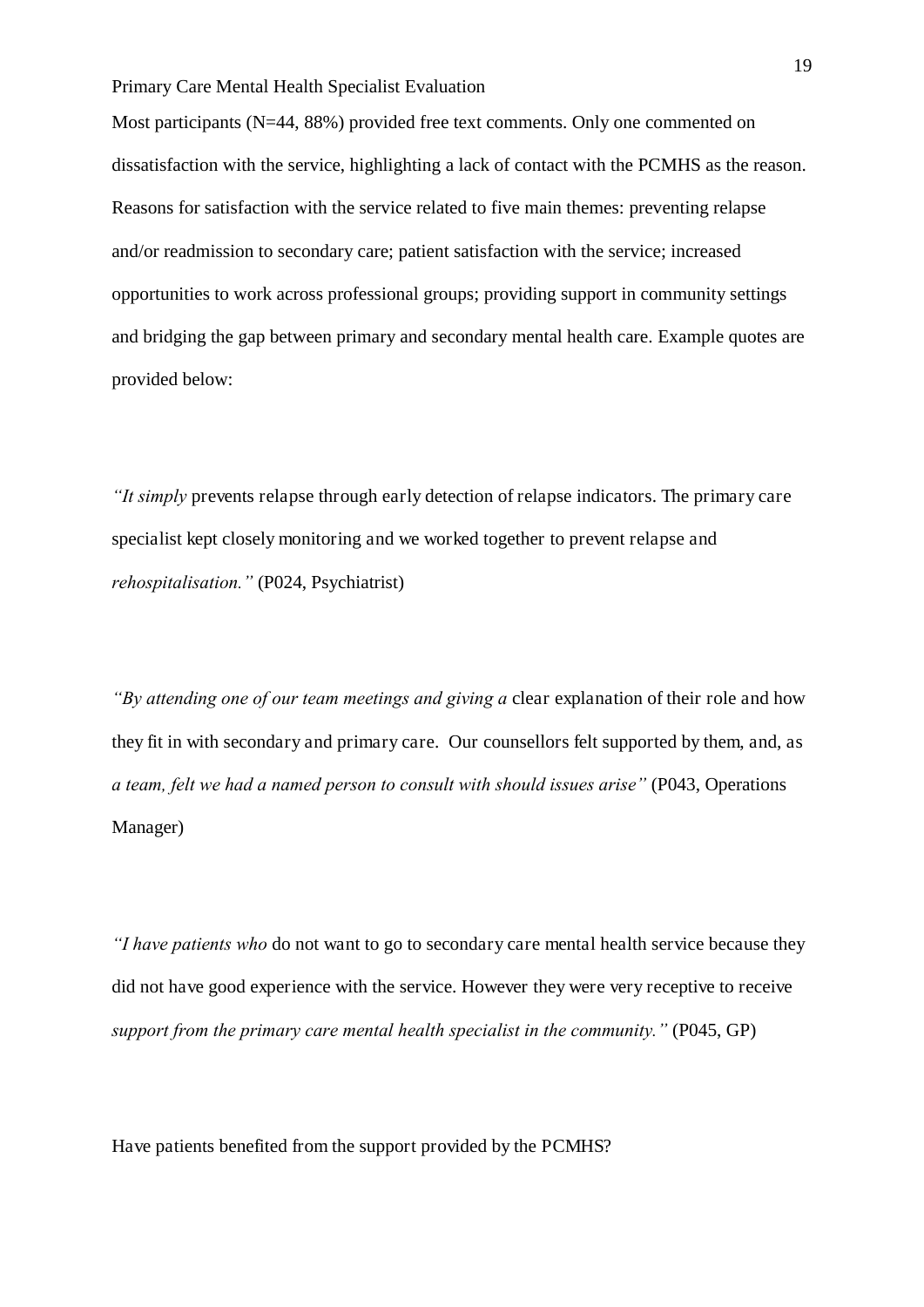Most participants (N=44, 88%) provided free text comments. Only one commented on dissatisfaction with the service, highlighting a lack of contact with the PCMHS as the reason. Reasons for satisfaction with the service related to five main themes: preventing relapse and/or readmission to secondary care; patient satisfaction with the service; increased opportunities to work across professional groups; providing support in community settings and bridging the gap between primary and secondary mental health care. Example quotes are provided below:

*"It simply prevents relapse through early detection of relapse indicators. The primary care specialist kept closely monitoring and we worked together to prevent relapse and rehospitalisation."* (P024, Psychiatrist)

*"By attending one of our team meetings and giving a clear explanation of their role and how they fit in with secondary and primary care. Our counsellors felt supported by them, and, as a team, felt we had a named person to consult with should issues arise"* (P043, Operations Manager)

*"I have patients who do not want to go to secondary care mental health service because they did not have good experience with the service. However they were very receptive to receive support from the primary care mental health specialist in the community."* (P045, GP)

Have patients benefited from the support provided by the PCMHS?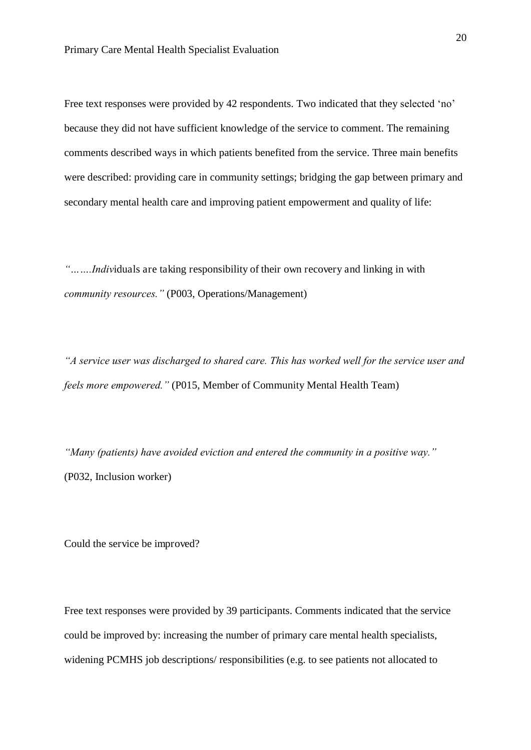Free text responses were provided by 42 respondents. Two indicated that they selected 'no' because they did not have sufficient knowledge of the service to comment. The remaining comments described ways in which patients benefited from the service. Three main benefits were described: providing care in community settings; bridging the gap between primary and secondary mental health care and improving patient empowerment and quality of life:

*"…….Individuals are taking responsibility of their own recovery and linking in with community resources."* (P003, Operations/Management)

*"A service user was discharged to shared care. This has worked well for the service user and feels more empowered."* (P015, Member of Community Mental Health Team)

*"Many (patients) have avoided eviction and entered the community in a positive way."* (P032, Inclusion worker)

Could the service be improved?

Free text responses were provided by 39 participants. Comments indicated that the service could be improved by: increasing the number of primary care mental health specialists, widening PCMHS job descriptions/ responsibilities (e.g. to see patients not allocated to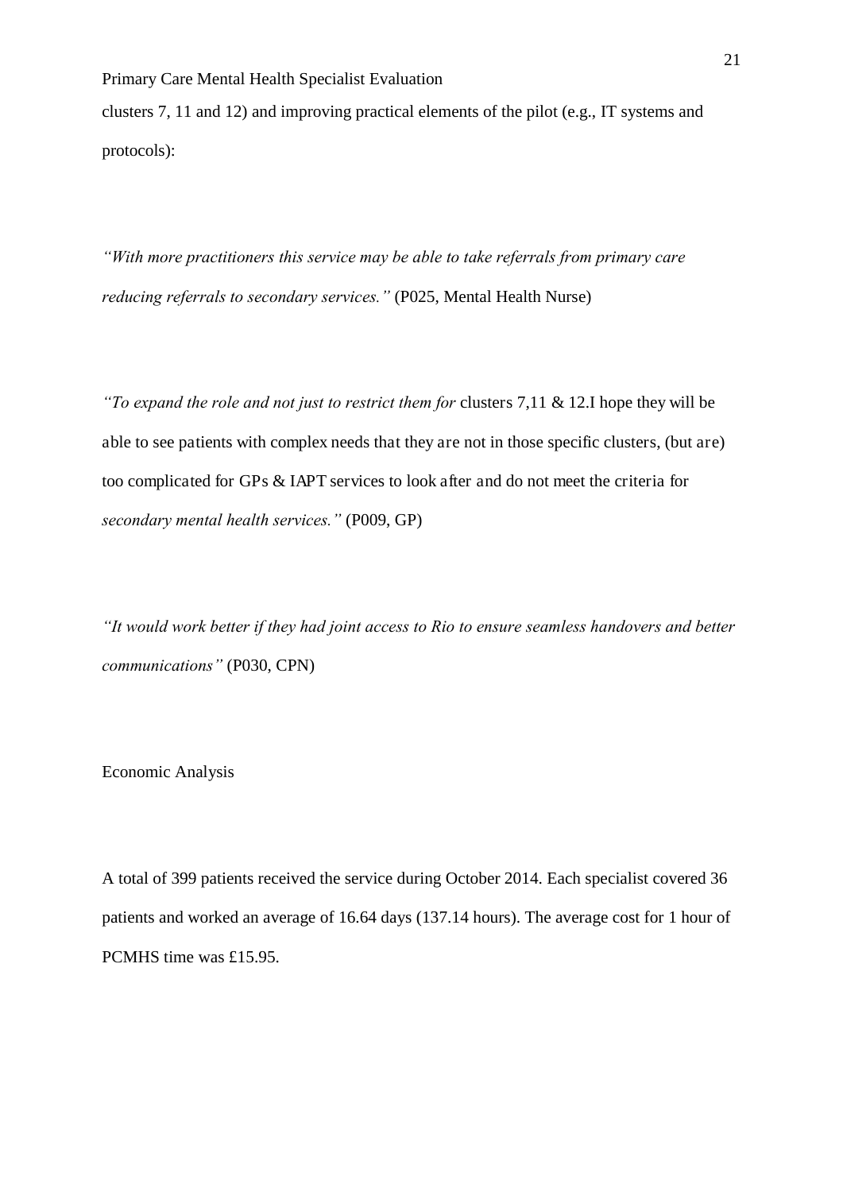clusters 7, 11 and 12) and improving practical elements of the pilot (e.g., IT systems and protocols):

*"With more practitioners this service may be able to take referrals from primary care reducing referrals to secondary services."* (P025, Mental Health Nurse)

*"To expand the role and not just to restrict them for* clusters 7,11 & 12.I hope they will be able to see patients with complex needs that they are not in those specific clusters, (but are) too complicated for GPs & IAPT services to look after and do not meet the criteria for *secondary mental health services."* (P009, GP)

*"It would work better if they had joint access to Rio to ensure seamless handovers and better communications"* (P030, CPN)

## Economic Analysis

A total of 399 patients received the service during October 2014. Each specialist covered 36 patients and worked an average of 16.64 days (137.14 hours). The average cost for 1 hour of PCMHS time was £15.95.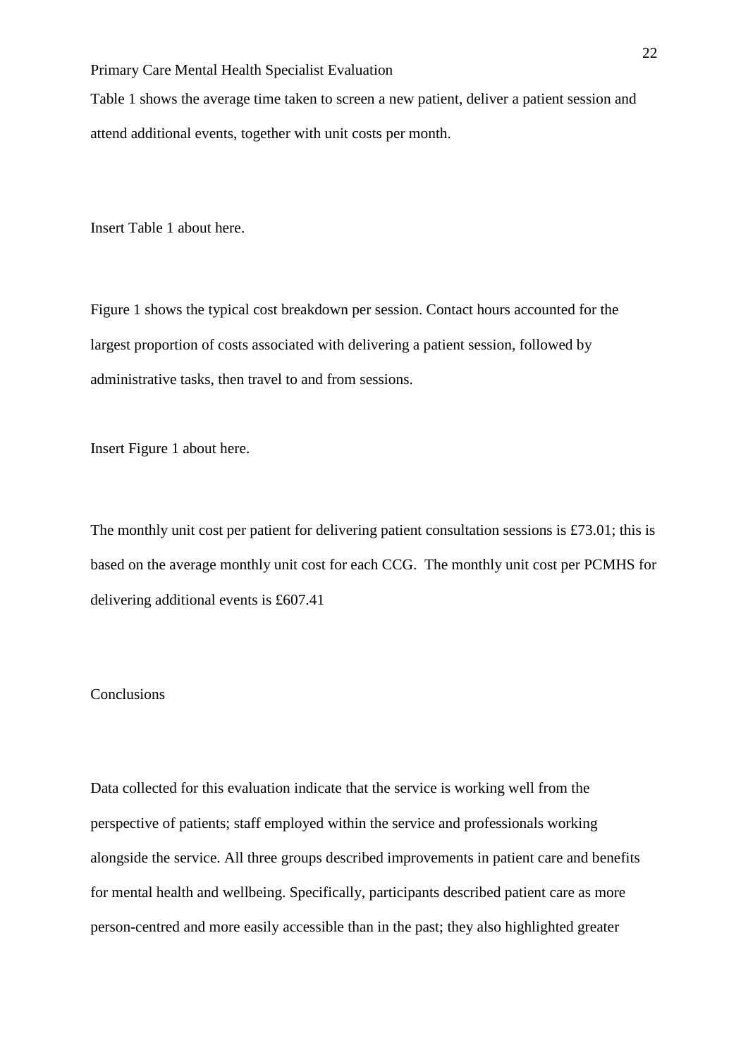Table 1 shows the average time taken to screen a new patient, deliver a patient session and attend additional events, together with unit costs per month.

Insert Table 1 about here.

Figure 1 shows the typical cost breakdown per session. Contact hours accounted for the largest proportion of costs associated with delivering a patient session, followed by administrative tasks, then travel to and from sessions.

Insert Figure 1 about here.

The monthly unit cost per patient for delivering patient consultation sessions is £73.01; this is based on the average monthly unit cost for each CCG.  The monthly unit cost per PCMHS for delivering additional events is £607.41

## Conclusions

Data collected for this evaluation indicate that the service is working well from the perspective of patients; staff employed within the service and professionals working alongside the service. All three groups described improvements in patient care and benefits for mental health and wellbeing. Specifically, participants described patient care as more person-centred and more easily accessible than in the past; they also highlighted greater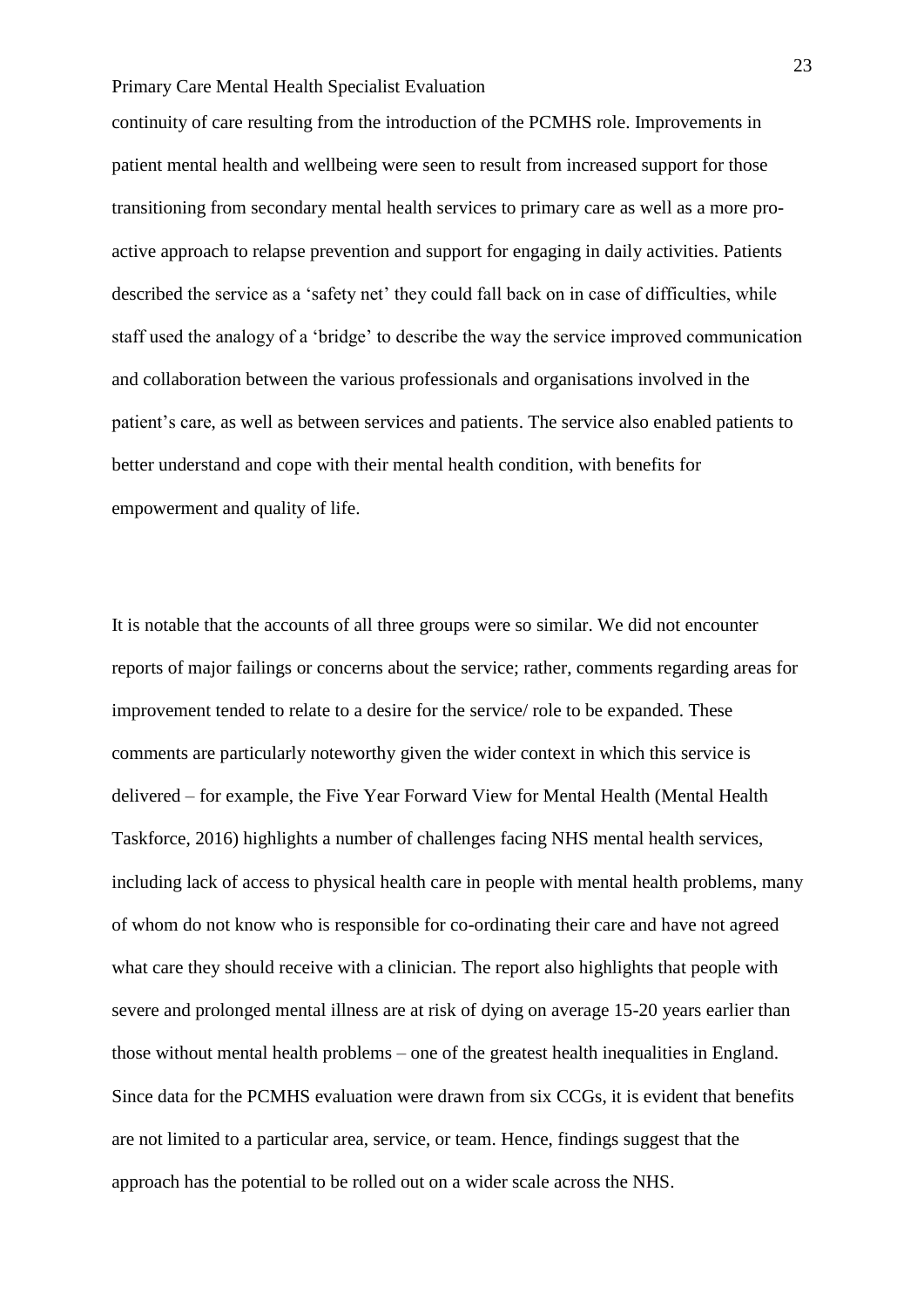continuity of care resulting from the introduction of the PCMHS role. Improvements in patient mental health and wellbeing were seen to result from increased support for those transitioning from secondary mental health services to primary care as well as a more pro-active approach to relapse prevention and support for engaging in daily activities. Patients described the service as a 'safety net' they could fall back on in case of difficulties, while staff used the analogy of a 'bridge' to describe the way the service improved communication and collaboration between the various professionals and organisations involved in the patient's care, as well as between services and patients. The service also enabled patients to better understand and cope with their mental health condition, with benefits for empowerment and quality of life.

It is notable that the accounts of all three groups were so similar. We did not encounter reports of major failings or concerns about the service; rather, comments regarding areas for improvement tended to relate to a desire for the service/ role to be expanded. These comments are particularly noteworthy given the wider context in which this service is delivered – for example, the Five Year Forward View for Mental Health (Mental Health Taskforce, 2016) highlights a number of challenges facing NHS mental health services, including lack of access to physical health care in people with mental health problems, many of whom do not know who is responsible for co-ordinating their care and have not agreed what care they should receive with a clinician. The report also highlights that people with severe and prolonged mental illness are at risk of dying on average 15-20 years earlier than those without mental health problems – one of the greatest health inequalities in England. Since data for the PCMHS evaluation were drawn from six CCGs, it is evident that benefits are not limited to a particular area, service, or team. Hence, findings suggest that the approach has the potential to be rolled out on a wider scale across the NHS.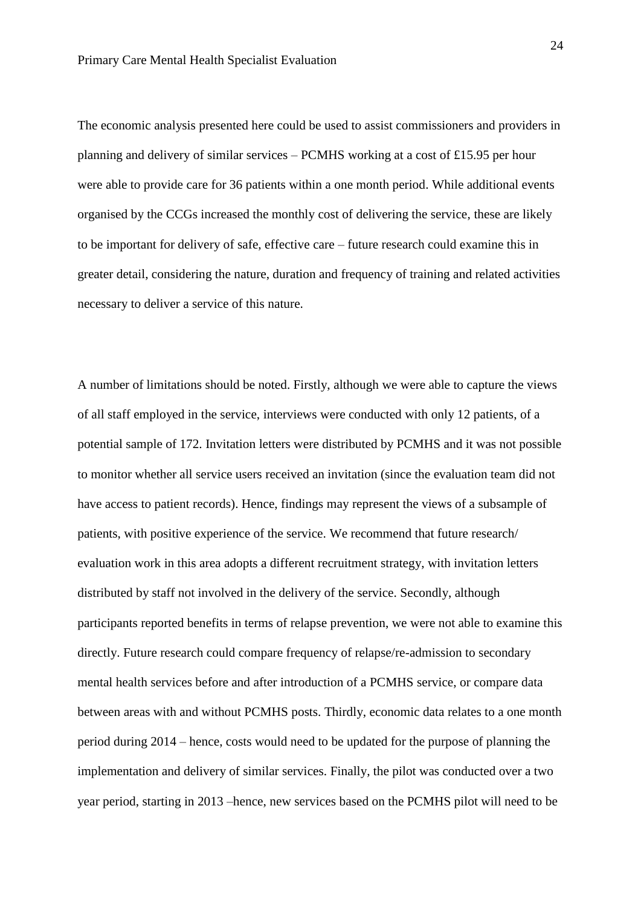The economic analysis presented here could be used to assist commissioners and providers in planning and delivery of similar services – PCMHS working at a cost of £15.95 per hour were able to provide care for 36 patients within a one month period. While additional events organised by the CCGs increased the monthly cost of delivering the service, these are likely to be important for delivery of safe, effective care – future research could examine this in greater detail, considering the nature, duration and frequency of training and related activities necessary to deliver a service of this nature.

A number of limitations should be noted. Firstly, although we were able to capture the views of all staff employed in the service, interviews were conducted with only 12 patients, of a potential sample of 172. Invitation letters were distributed by PCMHS and it was not possible to monitor whether all service users received an invitation (since the evaluation team did not have access to patient records). Hence, findings may represent the views of a subsample of patients, with positive experience of the service. We recommend that future research/ evaluation work in this area adopts a different recruitment strategy, with invitation letters distributed by staff not involved in the delivery of the service. Secondly, although participants reported benefits in terms of relapse prevention, we were not able to examine this directly. Future research could compare frequency of relapse/re-admission to secondary mental health services before and after introduction of a PCMHS service, or compare data between areas with and without PCMHS posts. Thirdly, economic data relates to a one month period during 2014 – hence, costs would need to be updated for the purpose of planning the implementation and delivery of similar services. Finally, the pilot was conducted over a two year period, starting in 2013 –hence, new services based on the PCMHS pilot will need to be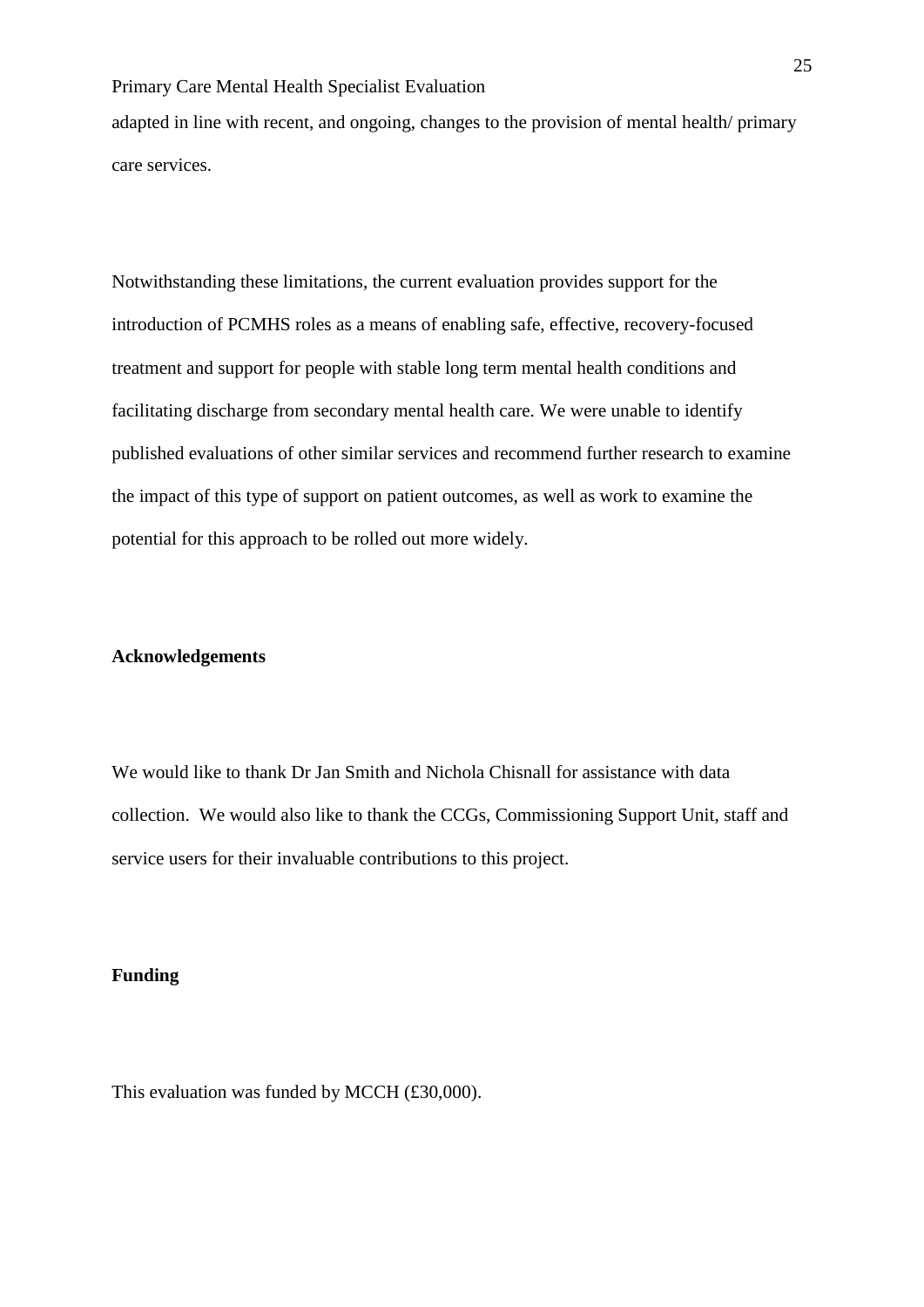adapted in line with recent, and ongoing, changes to the provision of mental health/ primary care services.

Notwithstanding these limitations, the current evaluation provides support for the introduction of PCMHS roles as a means of enabling safe, effective, recovery-focused treatment and support for people with stable long term mental health conditions and facilitating discharge from secondary mental health care. We were unable to identify published evaluations of other similar services and recommend further research to examine the impact of this type of support on patient outcomes, as well as work to examine the potential for this approach to be rolled out more widely.

**Acknowledgements**

We would like to thank Dr Jan Smith and Nichola Chisnall for assistance with data collection. We would also like to thank the CCGs, Commissioning Support Unit, staff and service users for their invaluable contributions to this project.

**Funding**

This evaluation was funded by MCCH (£30,000).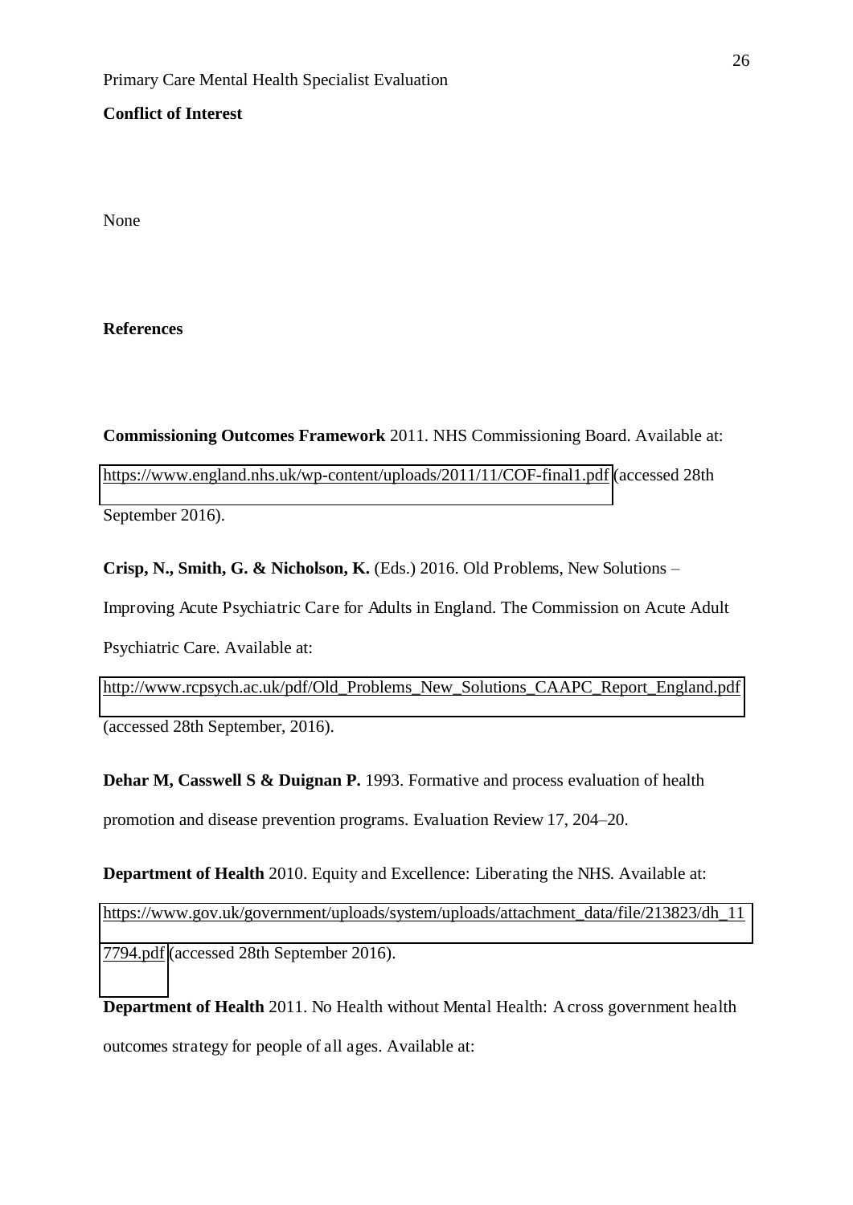## Conflict of Interest

None

## References

**Commissioning Outcomes Framework** 2011. NHS Commissioning Board. Available at: https://www.england.nhs.uk/wp-content/uploads/2011/11/COF-final1.pdf (accessed 28th September 2016).

**Crisp, N., Smith, G. & Nicholson, K.** (Eds.) 2016. Old Problems, New Solutions – Improving Acute Psychiatric Care for Adults in England. The Commission on Acute Adult Psychiatric Care. Available at: http://www.rcpsych.ac.uk/pdf/Old_Problems_New_Solutions_CAAPC_Report_England.pdf (accessed 28th September, 2016).

**Dehar M, Casswell S & Duignan P.** 1993. Formative and process evaluation of health promotion and disease prevention programs. Evaluation Review 17, 204–20.

**Department of Health** 2010. Equity and Excellence: Liberating the NHS. Available at: https://www.gov.uk/government/uploads/system/uploads/attachment_data/file/213823/dh_117794.pdf (accessed 28th September 2016).

**Department of Health** 2011. No Health without Mental Health: A cross government health outcomes strategy for people of all ages. Available at: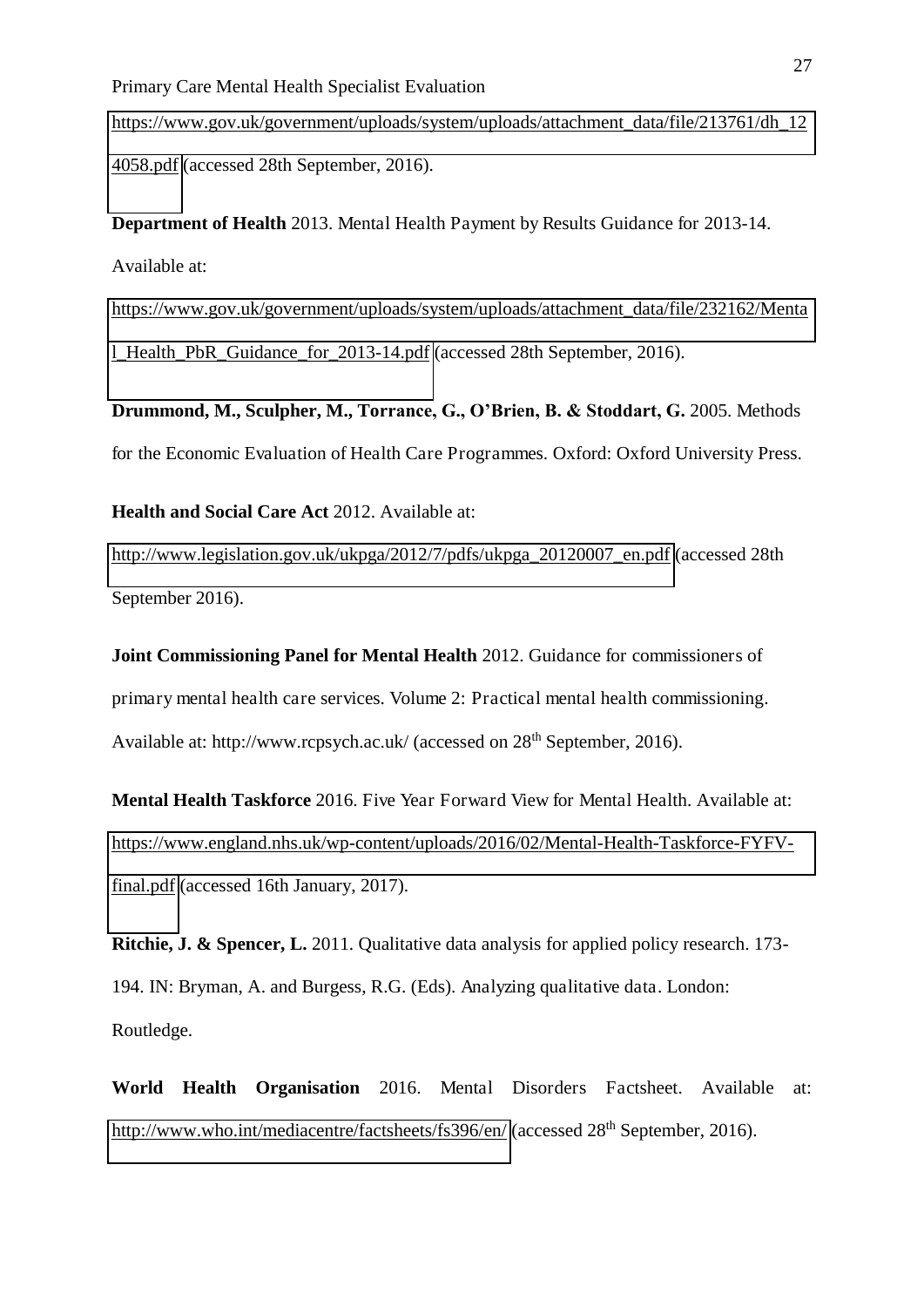https://www.gov.uk/government/uploads/system/uploads/attachment_data/file/213761/dh_124058.pdf (accessed 28th September, 2016).

**Department of Health** 2013. Mental Health Payment by Results Guidance for 2013-14. Available at: https://www.gov.uk/government/uploads/system/uploads/attachment_data/file/232162/Mental_Health_PbR_Guidance_for_2013-14.pdf (accessed 28th September, 2016).

**Drummond, M., Sculpher, M., Torrance, G., O'Brien, B. & Stoddart, G.** 2005. Methods for the Economic Evaluation of Health Care Programmes. Oxford: Oxford University Press.

**Health and Social Care Act** 2012. Available at: http://www.legislation.gov.uk/ukpga/2012/7/pdfs/ukpga_20120007_en.pdf (accessed 28th September 2016).

**Joint Commissioning Panel for Mental Health** 2012. Guidance for commissioners of primary mental health care services. Volume 2: Practical mental health commissioning. Available at: http://www.rcpsych.ac.uk/ (accessed on 28th September, 2016).

**Mental Health Taskforce** 2016. Five Year Forward View for Mental Health. Available at: https://www.england.nhs.uk/wp-content/uploads/2016/02/Mental-Health-Taskforce-FYFV-final.pdf (accessed 16th January, 2017).

**Ritchie, J. & Spencer, L.** 2011. Qualitative data analysis for applied policy research. 173-194. IN: Bryman, A. and Burgess, R.G. (Eds). Analyzing qualitative data. London: Routledge.

**World Health Organisation** 2016. Mental Disorders Factsheet. Available at: http://www.who.int/mediacentre/factsheets/fs396/en/ (accessed 28th September, 2016).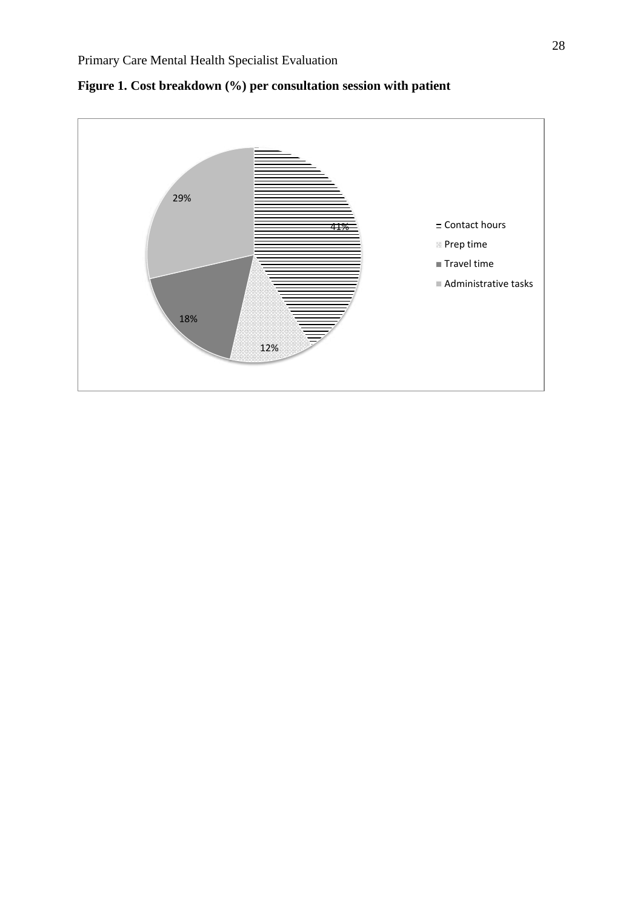**Figure 1. Cost breakdown (%) per consultation session with patient**

| Category | Percentage |
| --- | --- |
| Contact hours | 41% |
| Prep time | 12% |
| Travel time | 18% |
| Administrative tasks | 29% |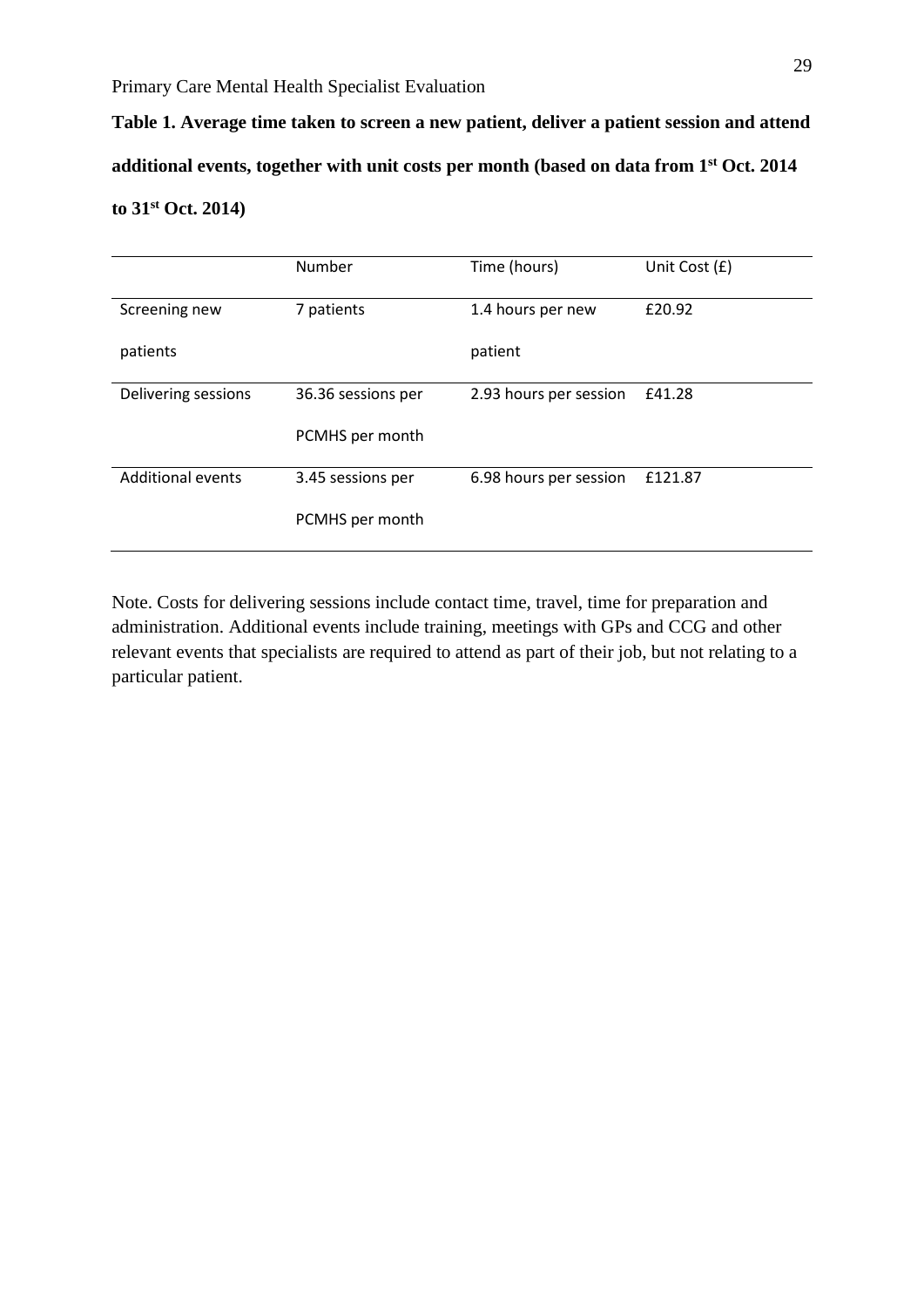**Table 1. Average time taken to screen a new patient, deliver a patient session and attend additional events, together with unit costs per month (based on data from 1st Oct. 2014 to 31st Oct. 2014)**

| | Number | Time (hours) | Unit Cost (£) |
|---|---|---|---|
| Screening new patients | 7 patients | 1.4 hours per new patient | £20.92 |
| Delivering sessions | 36.36 sessions per PCMHS per month | 2.93 hours per session | £41.28 |
| Additional events | 3.45 sessions per PCMHS per month | 6.98 hours per session | £121.87 |

Note. Costs for delivering sessions include contact time, travel, time for preparation and administration. Additional events include training, meetings with GPs and CCG and other relevant events that specialists are required to attend as part of their job, but not relating to a particular patient.